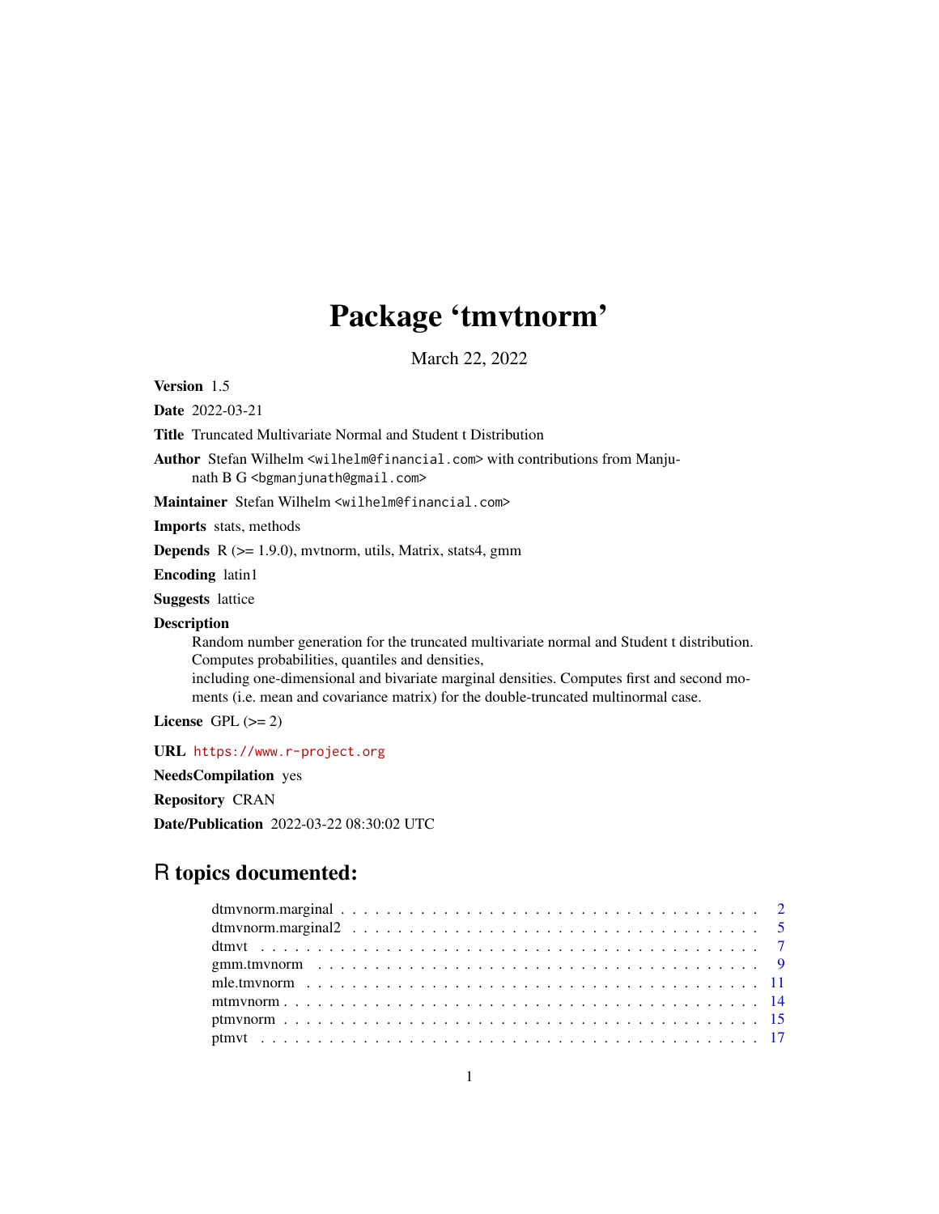# Package 'tmvtnorm'

March 22, 2022

**Version** 1.5

**Date** 2022-03-21

**Title** Truncated Multivariate Normal and Student t Distribution

**Author** Stefan Wilhelm <wilhelm@financial.com> with contributions from Manjunath B G <bgmanjunath@gmail.com>

**Maintainer** Stefan Wilhelm <wilhelm@financial.com>

**Imports** stats, methods

**Depends** R (>= 1.9.0), mvtnorm, utils, Matrix, stats4, gmm

**Encoding** latin1

**Suggests** lattice

**Description**

Random number generation for the truncated multivariate normal and Student t distribution. Computes probabilities, quantiles and densities,
including one-dimensional and bivariate marginal densities. Computes first and second moments (i.e. mean and covariance matrix) for the double-truncated multinormal case.

**License** GPL (>= 2)

**URL** https://www.r-project.org

**NeedsCompilation** yes

**Repository** CRAN

**Date/Publication** 2022-03-22 08:30:02 UTC

## R topics documented:

- dtmvnorm.marginal . . . . . . . . . . . . . . . . . . . . . . . . . . . . . . . . . . . . . 2
- dtmvnorm.marginal2 . . . . . . . . . . . . . . . . . . . . . . . . . . . . . . . . . . . . 5
- dtmvt . . . . . . . . . . . . . . . . . . . . . . . . . . . . . . . . . . . . . . . . . . . . 7
- gmm.tmvnorm . . . . . . . . . . . . . . . . . . . . . . . . . . . . . . . . . . . . . . . 9
- mle.tmvnorm . . . . . . . . . . . . . . . . . . . . . . . . . . . . . . . . . . . . . . . 11
- mtmvnorm . . . . . . . . . . . . . . . . . . . . . . . . . . . . . . . . . . . . . . . . . 14
- ptmvnorm . . . . . . . . . . . . . . . . . . . . . . . . . . . . . . . . . . . . . . . . . 15
- ptmvt . . . . . . . . . . . . . . . . . . . . . . . . . . . . . . . . . . . . . . . . . . . 17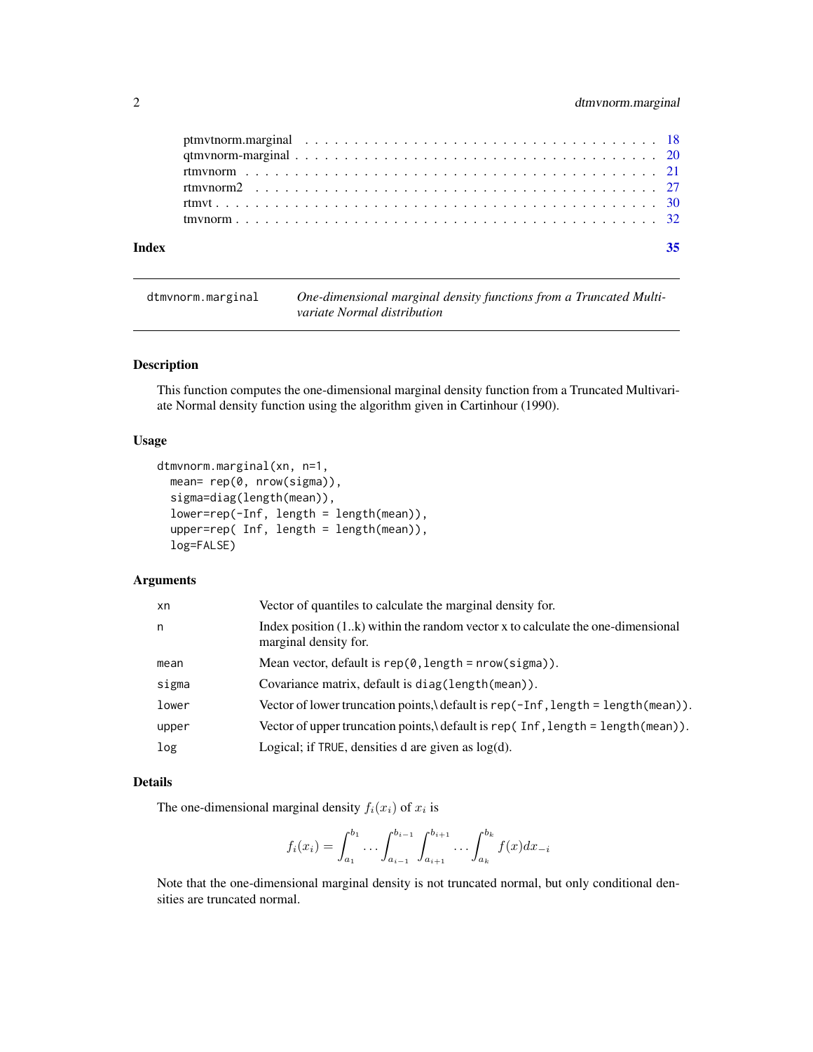| | |
|---|---|
| ptmvtnorm.marginal | 18 |
| qtmvnorm-marginal | 20 |
| rtmvnorm | 21 |
| rtmvnorm2 | 27 |
| rtmvt | 30 |
| tmvnorm | 32 |

**Index** **35**

---

`dtmvnorm.marginal` *One-dimensional marginal density functions from a Truncated Multivariate Normal distribution*

---

## Description

This function computes the one-dimensional marginal density function from a Truncated Multivariate Normal density function using the algorithm given in Cartinhour (1990).

## Usage

```
dtmvnorm.marginal(xn, n=1,
  mean= rep(0, nrow(sigma)),
  sigma=diag(length(mean)),
  lower=rep(-Inf, length = length(mean)),
  upper=rep( Inf, length = length(mean)),
  log=FALSE)
```

## Arguments

| | |
|---|---|
| `xn` | Vector of quantiles to calculate the marginal density for. |
| `n` | Index position (1..k) within the random vector x to calculate the one-dimensional marginal density for. |
| `mean` | Mean vector, default is `rep(0, length = nrow(sigma))`. |
| `sigma` | Covariance matrix, default is `diag(length(mean))`. |
| `lower` | Vector of lower truncation points,\ default is `rep(-Inf, length = length(mean))`. |
| `upper` | Vector of upper truncation points,\ default is `rep( Inf, length = length(mean))`. |
| `log` | Logical; if `TRUE`, densities d are given as log(d). |

## Details

The one-dimensional marginal density $f_i(x_i)$ of $x_i$ is

$$f_i(x_i) = \int_{a_1}^{b_1} \ldots \int_{a_{i-1}}^{b_{i-1}} \int_{a_{i+1}}^{b_{i+1}} \ldots \int_{a_k}^{b_k} f(x) dx_{-i}$$

Note that the one-dimensional marginal density is not truncated normal, but only conditional densities are truncated normal.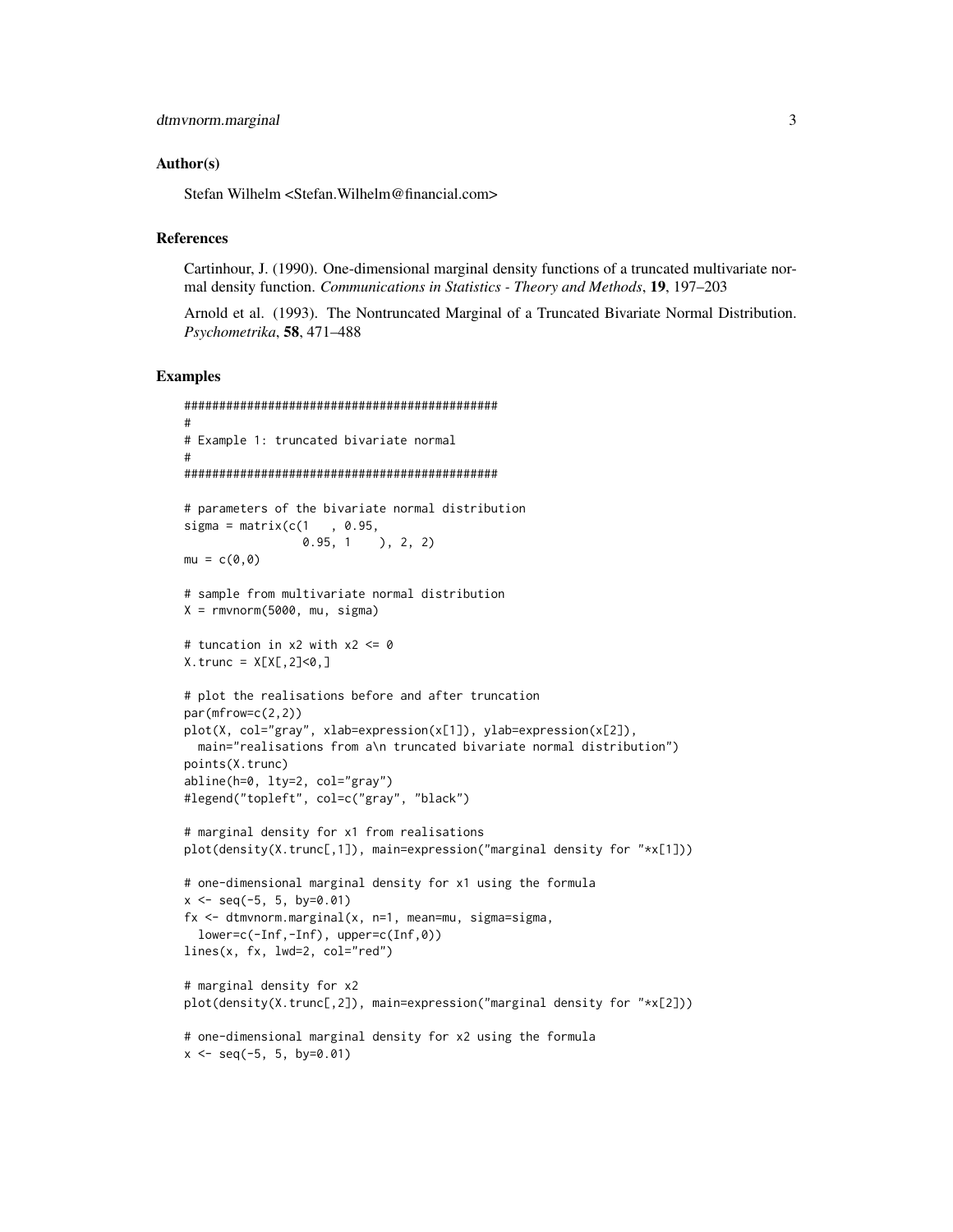## Author(s)

Stefan Wilhelm <Stefan.Wilhelm@financial.com>

## References

Cartinhour, J. (1990). One-dimensional marginal density functions of a truncated multivariate normal density function. *Communications in Statistics - Theory and Methods*, **19**, 197–203

Arnold et al. (1993). The Nontruncated Marginal of a Truncated Bivariate Normal Distribution. *Psychometrika*, **58**, 471–488

## Examples

```
#############################################
#
# Example 1: truncated bivariate normal
#
#############################################

# parameters of the bivariate normal distribution
sigma = matrix(c(1   , 0.95,
                 0.95, 1    ), 2, 2)
mu = c(0,0)

# sample from multivariate normal distribution
X = rmvnorm(5000, mu, sigma)

# tuncation in x2 with x2 <= 0
X.trunc = X[X[,2]<0,]

# plot the realisations before and after truncation
par(mfrow=c(2,2))
plot(X, col="gray", xlab=expression(x[1]), ylab=expression(x[2]),
  main="realisations from a\n truncated bivariate normal distribution")
points(X.trunc)
abline(h=0, lty=2, col="gray")
#legend("topleft", col=c("gray", "black")

# marginal density for x1 from realisations
plot(density(X.trunc[,1]), main=expression("marginal density for "*x[1]))

# one-dimensional marginal density for x1 using the formula
x <- seq(-5, 5, by=0.01)
fx <- dtmvnorm.marginal(x, n=1, mean=mu, sigma=sigma,
  lower=c(-Inf,-Inf), upper=c(Inf,0))
lines(x, fx, lwd=2, col="red")

# marginal density for x2
plot(density(X.trunc[,2]), main=expression("marginal density for "*x[2]))

# one-dimensional marginal density for x2 using the formula
x <- seq(-5, 5, by=0.01)
```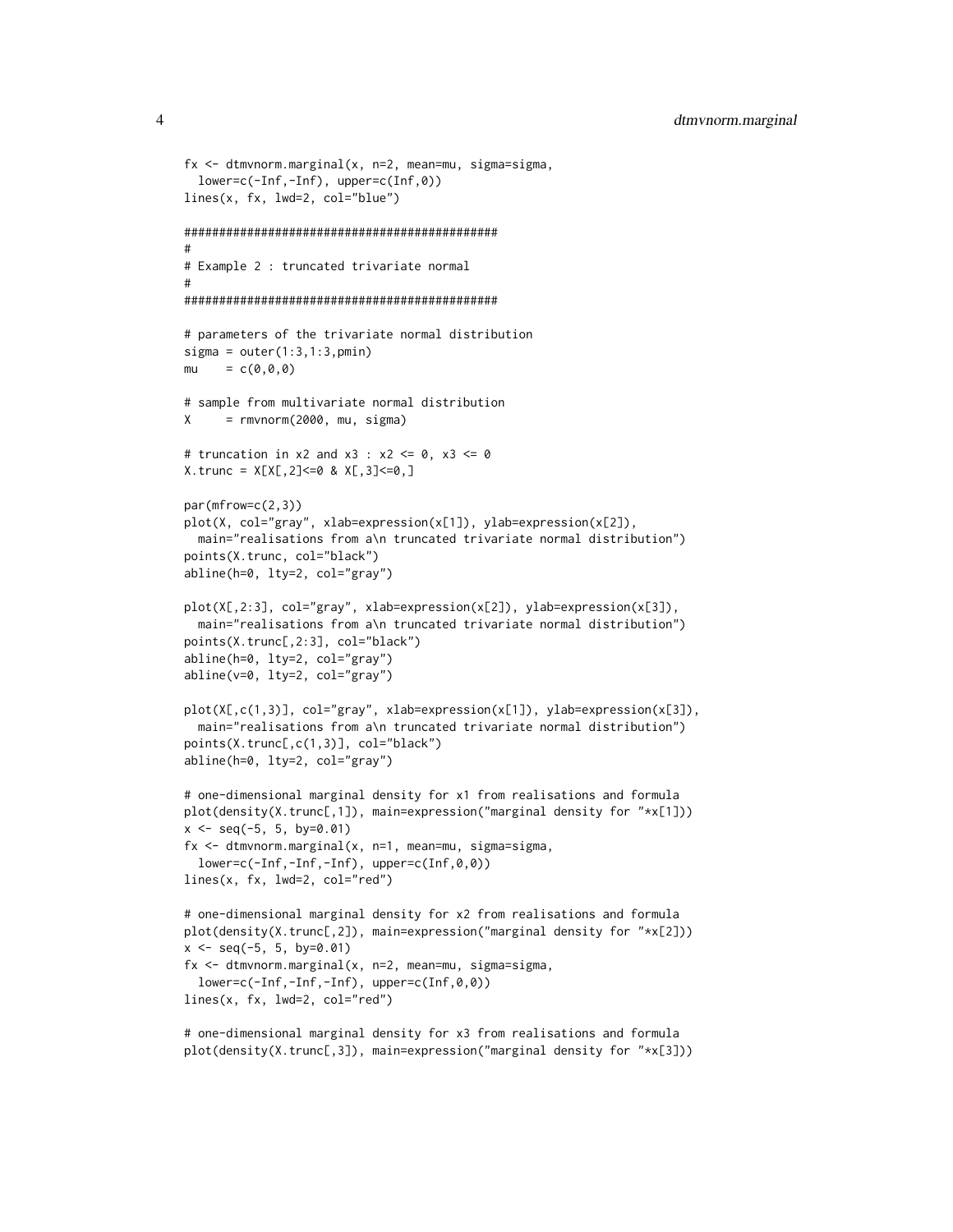```
fx <- dtmvnorm.marginal(x, n=2, mean=mu, sigma=sigma,
  lower=c(-Inf,-Inf), upper=c(Inf,0))
lines(x, fx, lwd=2, col="blue")

#############################################
#
# Example 2 : truncated trivariate normal
#
#############################################

# parameters of the trivariate normal distribution
sigma = outer(1:3,1:3,pmin)
mu    = c(0,0,0)

# sample from multivariate normal distribution
X     = rmvnorm(2000, mu, sigma)

# truncation in x2 and x3 : x2 <= 0, x3 <= 0
X.trunc = X[X[,2]<=0 & X[,3]<=0,]

par(mfrow=c(2,3))
plot(X, col="gray", xlab=expression(x[1]), ylab=expression(x[2]),
  main="realisations from a\n truncated trivariate normal distribution")
points(X.trunc, col="black")
abline(h=0, lty=2, col="gray")

plot(X[,2:3], col="gray", xlab=expression(x[2]), ylab=expression(x[3]),
  main="realisations from a\n truncated trivariate normal distribution")
points(X.trunc[,2:3], col="black")
abline(h=0, lty=2, col="gray")
abline(v=0, lty=2, col="gray")

plot(X[,c(1,3)], col="gray", xlab=expression(x[1]), ylab=expression(x[3]),
  main="realisations from a\n truncated trivariate normal distribution")
points(X.trunc[,c(1,3)], col="black")
abline(h=0, lty=2, col="gray")

# one-dimensional marginal density for x1 from realisations and formula
plot(density(X.trunc[,1]), main=expression("marginal density for "*x[1]))
x <- seq(-5, 5, by=0.01)
fx <- dtmvnorm.marginal(x, n=1, mean=mu, sigma=sigma,
  lower=c(-Inf,-Inf,-Inf), upper=c(Inf,0,0))
lines(x, fx, lwd=2, col="red")

# one-dimensional marginal density for x2 from realisations and formula
plot(density(X.trunc[,2]), main=expression("marginal density for "*x[2]))
x <- seq(-5, 5, by=0.01)
fx <- dtmvnorm.marginal(x, n=2, mean=mu, sigma=sigma,
  lower=c(-Inf,-Inf,-Inf), upper=c(Inf,0,0))
lines(x, fx, lwd=2, col="red")

# one-dimensional marginal density for x3 from realisations and formula
plot(density(X.trunc[,3]), main=expression("marginal density for "*x[3]))
```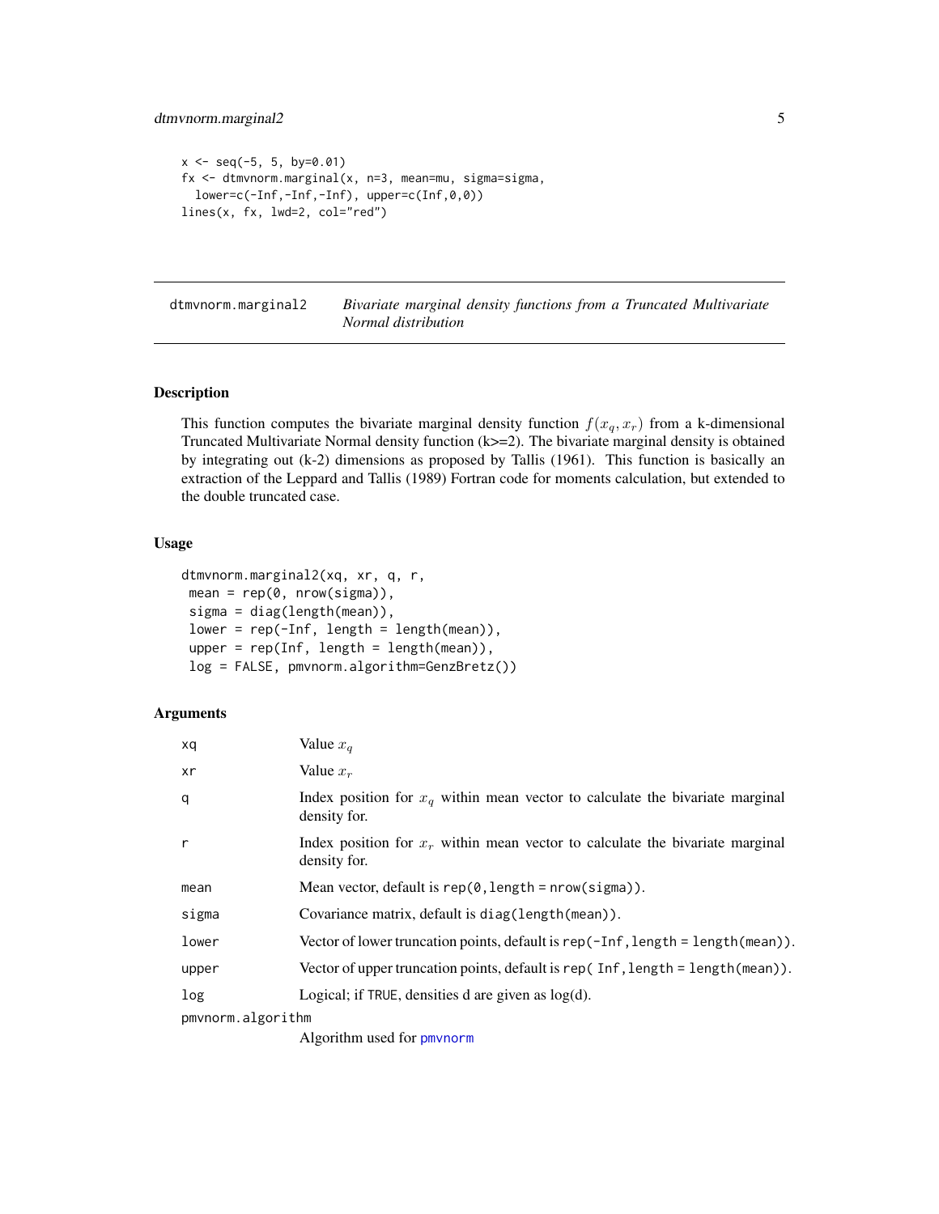```
x <- seq(-5, 5, by=0.01)
fx <- dtmvnorm.marginal(x, n=3, mean=mu, sigma=sigma,
  lower=c(-Inf,-Inf,-Inf), upper=c(Inf,0,0))
lines(x, fx, lwd=2, col="red")
```

## dtmvnorm.marginal2 — *Bivariate marginal density functions from a Truncated Multivariate Normal distribution*

### Description

This function computes the bivariate marginal density function $f(x_q, x_r)$ from a k-dimensional Truncated Multivariate Normal density function (k>=2). The bivariate marginal density is obtained by integrating out (k-2) dimensions as proposed by Tallis (1961). This function is basically an extraction of the Leppard and Tallis (1989) Fortran code for moments calculation, but extended to the double truncated case.

### Usage

```
dtmvnorm.marginal2(xq, xr, q, r,
 mean = rep(0, nrow(sigma)),
 sigma = diag(length(mean)),
 lower = rep(-Inf, length = length(mean)),
 upper = rep(Inf, length = length(mean)),
 log = FALSE, pmvnorm.algorithm=GenzBretz())
```

### Arguments

| | |
|---|---|
| xq | Value $x_q$ |
| xr | Value $x_r$ |
| q | Index position for $x_q$ within mean vector to calculate the bivariate marginal density for. |
| r | Index position for $x_r$ within mean vector to calculate the bivariate marginal density for. |
| mean | Mean vector, default is `rep(0, length = nrow(sigma))`. |
| sigma | Covariance matrix, default is `diag(length(mean))`. |
| lower | Vector of lower truncation points, default is `rep(-Inf, length = length(mean))`. |
| upper | Vector of upper truncation points, default is `rep( Inf, length = length(mean))`. |
| log | Logical; if `TRUE`, densities d are given as log(d). |
| pmvnorm.algorithm | Algorithm used for `pmvnorm` |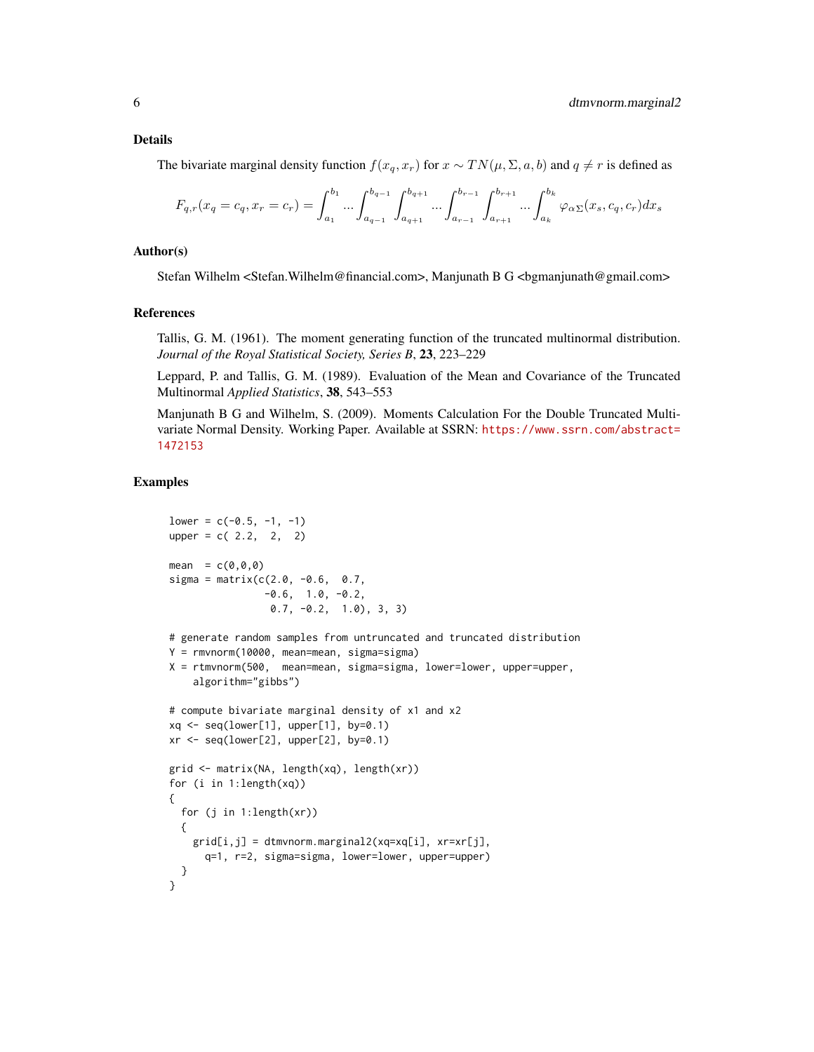### Details

The bivariate marginal density function $f(x_q, x_r)$ for $x \sim TN(\mu, \Sigma, a, b)$ and $q \neq r$ is defined as

$$F_{q,r}(x_q = c_q, x_r = c_r) = \int_{a_1}^{b_1} ... \int_{a_{q-1}}^{b_{q-1}} \int_{a_{q+1}}^{b_{q+1}} ... \int_{a_{r-1}}^{b_{r-1}} \int_{a_{r+1}}^{b_{r+1}} ... \int_{a_k}^{b_k} \varphi_{\alpha\Sigma}(x_s, c_q, c_r) dx_s$$

### Author(s)

Stefan Wilhelm <Stefan.Wilhelm@financial.com>, Manjunath B G <bgmanjunath@gmail.com>

### References

Tallis, G. M. (1961). The moment generating function of the truncated multinormal distribution. *Journal of the Royal Statistical Society, Series B*, **23**, 223–229

Leppard, P. and Tallis, G. M. (1989). Evaluation of the Mean and Covariance of the Truncated Multinormal *Applied Statistics*, **38**, 543–553

Manjunath B G and Wilhelm, S. (2009). Moments Calculation For the Double Truncated Multivariate Normal Density. Working Paper. Available at SSRN: https://www.ssrn.com/abstract=1472153

### Examples

```
lower = c(-0.5, -1, -1)
upper = c( 2.2,  2,  2)

mean  = c(0,0,0)
sigma = matrix(c(2.0, -0.6,  0.7,
                -0.6,  1.0, -0.2,
                 0.7, -0.2,  1.0), 3, 3)

# generate random samples from untruncated and truncated distribution
Y = rmvnorm(10000, mean=mean, sigma=sigma)
X = rtmvnorm(500,  mean=mean, sigma=sigma, lower=lower, upper=upper,
    algorithm="gibbs")

# compute bivariate marginal density of x1 and x2
xq <- seq(lower[1], upper[1], by=0.1)
xr <- seq(lower[2], upper[2], by=0.1)

grid <- matrix(NA, length(xq), length(xr))
for (i in 1:length(xq))
{
  for (j in 1:length(xr))
  {
    grid[i,j] = dtmvnorm.marginal2(xq=xq[i], xr=xr[j],
      q=1, r=2, sigma=sigma, lower=lower, upper=upper)
  }
}
```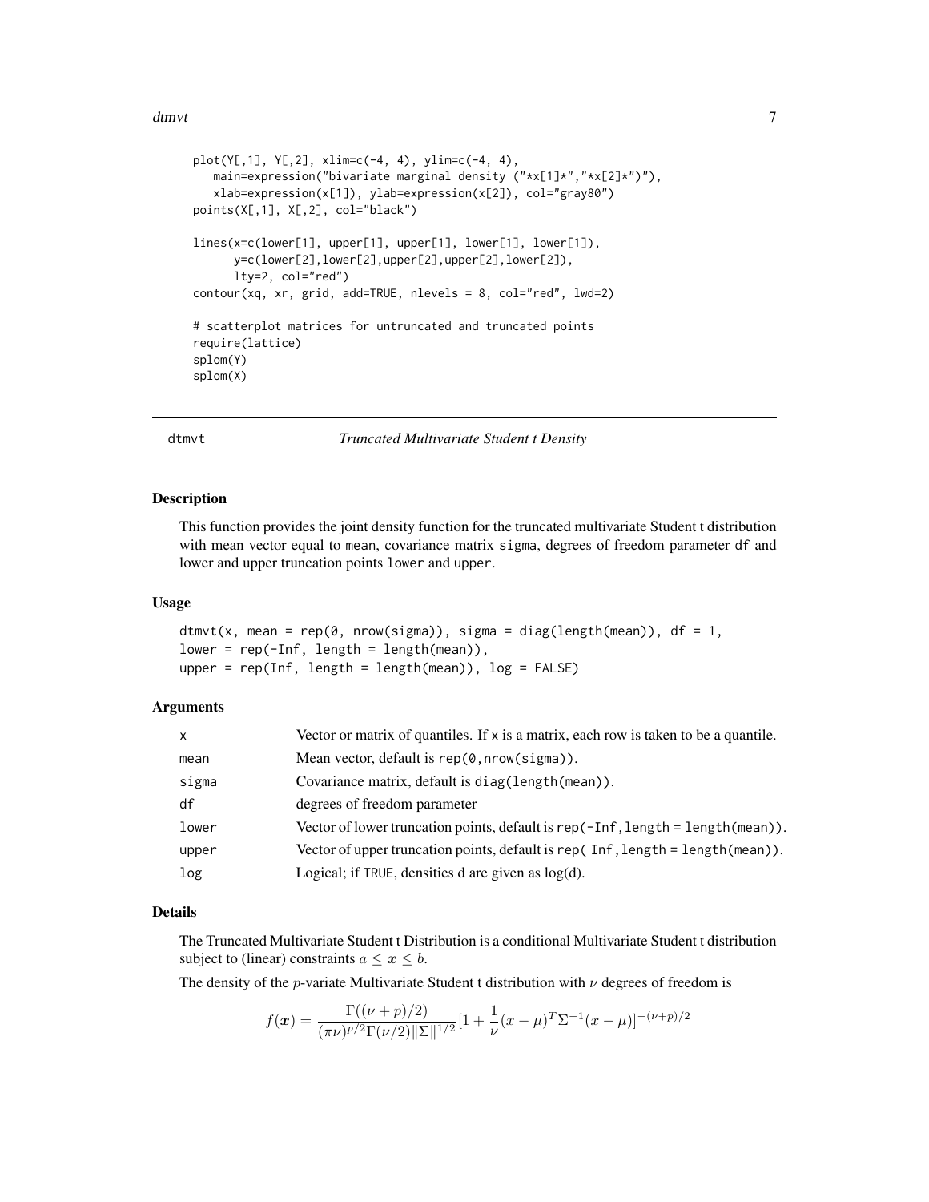```
plot(Y[,1], Y[,2], xlim=c(-4, 4), ylim=c(-4, 4),
   main=expression("bivariate marginal density ("*x[1]*","*x[2]*")"),
   xlab=expression(x[1]), ylab=expression(x[2]), col="gray80")
points(X[,1], X[,2], col="black")

lines(x=c(lower[1], upper[1], upper[1], lower[1], lower[1]),
      y=c(lower[2],lower[2],upper[2],upper[2],lower[2]),
      lty=2, col="red")
contour(xq, xr, grid, add=TRUE, nlevels = 8, col="red", lwd=2)

# scatterplot matrices for untruncated and truncated points
require(lattice)
splom(Y)
splom(X)
```

## dtmvt — *Truncated Multivariate Student t Density*

### Description

This function provides the joint density function for the truncated multivariate Student t distribution with mean vector equal to `mean`, covariance matrix `sigma`, degrees of freedom parameter `df` and lower and upper truncation points `lower` and `upper`.

### Usage

```
dtmvt(x, mean = rep(0, nrow(sigma)), sigma = diag(length(mean)), df = 1,
lower = rep(-Inf, length = length(mean)),
upper = rep(Inf, length = length(mean)), log = FALSE)
```

### Arguments

| | |
|---|---|
| `x` | Vector or matrix of quantiles. If `x` is a matrix, each row is taken to be a quantile. |
| `mean` | Mean vector, default is `rep(0,nrow(sigma))`. |
| `sigma` | Covariance matrix, default is `diag(length(mean))`. |
| `df` | degrees of freedom parameter |
| `lower` | Vector of lower truncation points, default is `rep(-Inf,length = length(mean))`. |
| `upper` | Vector of upper truncation points, default is `rep( Inf,length = length(mean))`. |
| `log` | Logical; if `TRUE`, densities d are given as log(d). |

### Details

The Truncated Multivariate Student t Distribution is a conditional Multivariate Student t distribution subject to (linear) constraints $a \leq \boldsymbol{x} \leq b$.

The density of the $p$-variate Multivariate Student t distribution with $\nu$ degrees of freedom is

$$f(\boldsymbol{x}) = \frac{\Gamma((\nu+p)/2)}{(\pi\nu)^{p/2}\Gamma(\nu/2)\|\Sigma\|^{1/2}}[1 + \frac{1}{\nu}(x-\mu)^T\Sigma^{-1}(x-\mu)]^{-(\nu+p)/2}$$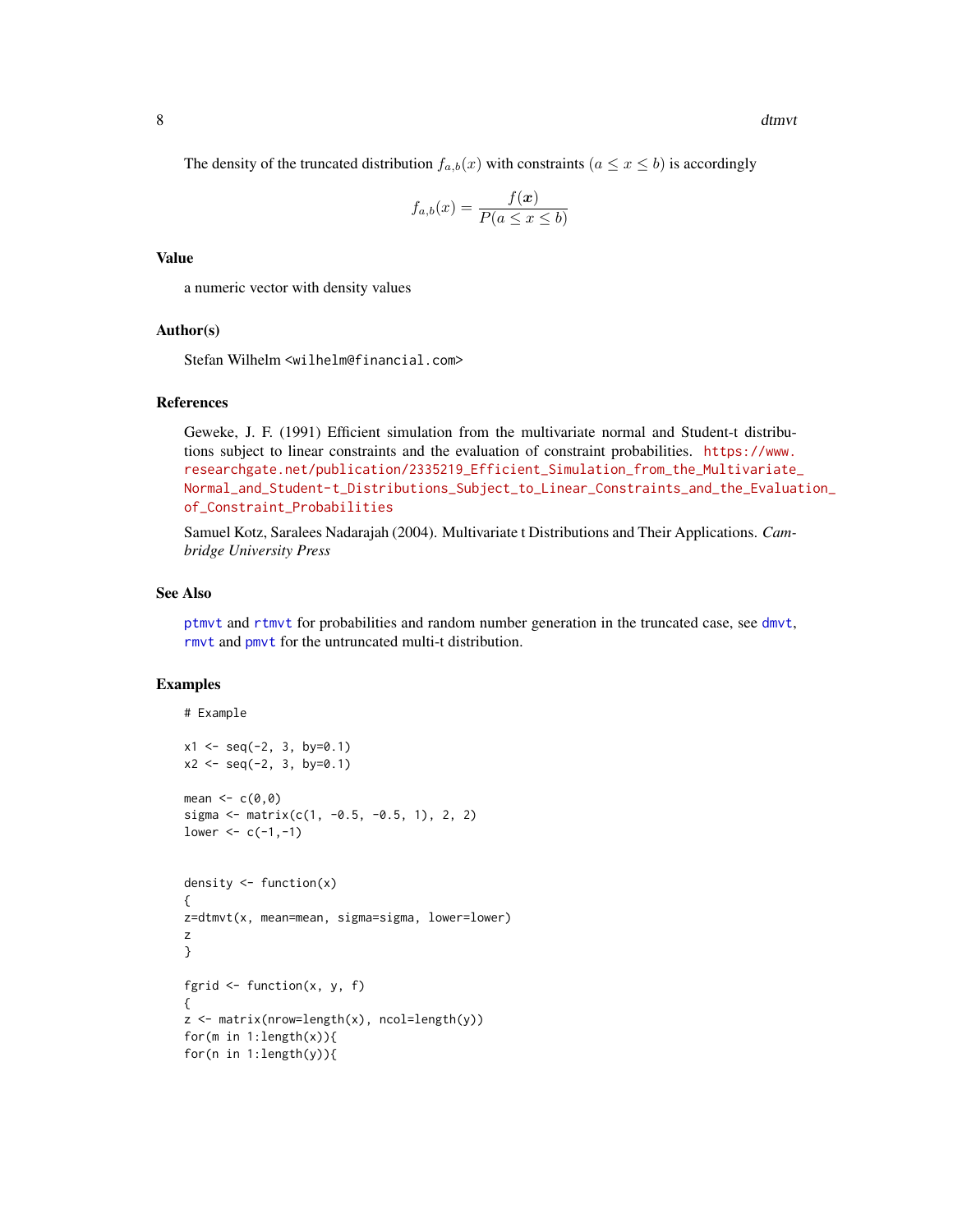The density of the truncated distribution $f_{a,b}(x)$ with constraints $(a \leq x \leq b)$ is accordingly

$$f_{a,b}(x) = \frac{f(\boldsymbol{x})}{P(a \leq x \leq b)}$$

## Value

a numeric vector with density values

## Author(s)

Stefan Wilhelm <wilhelm@financial.com>

## References

Geweke, J. F. (1991) Efficient simulation from the multivariate normal and Student-t distributions subject to linear constraints and the evaluation of constraint probabilities. https://www.researchgate.net/publication/2335219_Efficient_Simulation_from_the_Multivariate_Normal_and_Student-t_Distributions_Subject_to_Linear_Constraints_and_the_Evaluation_of_Constraint_Probabilities

Samuel Kotz, Saralees Nadarajah (2004). Multivariate t Distributions and Their Applications. *Cambridge University Press*

## See Also

ptmvt and rtmvt for probabilities and random number generation in the truncated case, see dmvt, rmvt and pmvt for the untruncated multi-t distribution.

## Examples

```
# Example

x1 <- seq(-2, 3, by=0.1)
x2 <- seq(-2, 3, by=0.1)

mean <- c(0,0)
sigma <- matrix(c(1, -0.5, -0.5, 1), 2, 2)
lower <- c(-1,-1)


density <- function(x)
{
z=dtmvt(x, mean=mean, sigma=sigma, lower=lower)
z
}

fgrid <- function(x, y, f)
{
z <- matrix(nrow=length(x), ncol=length(y))
for(m in 1:length(x)){
for(n in 1:length(y)){
```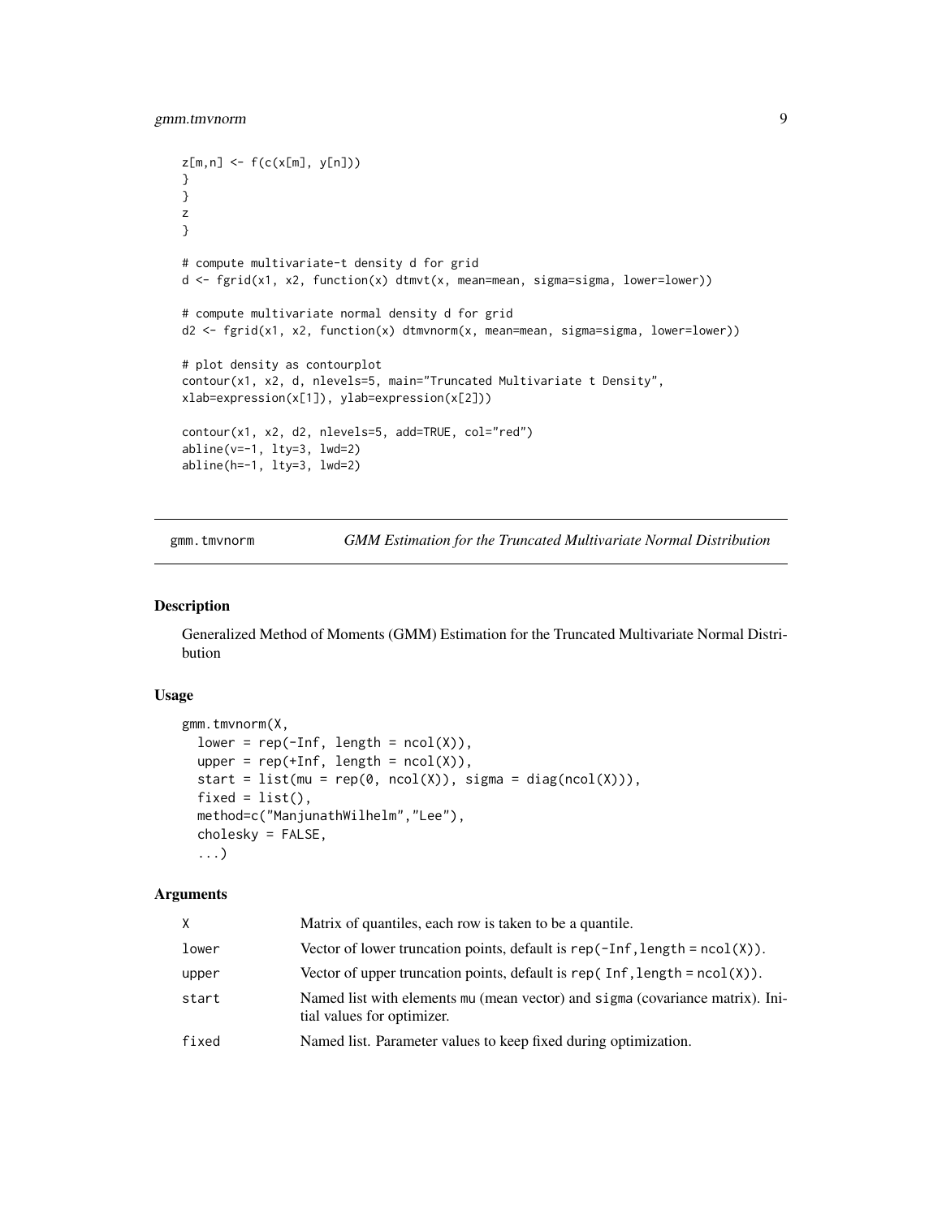```
z[m,n] <- f(c(x[m], y[n]))
}
}
z
}

# compute multivariate-t density d for grid
d <- fgrid(x1, x2, function(x) dtmvt(x, mean=mean, sigma=sigma, lower=lower))

# compute multivariate normal density d for grid
d2 <- fgrid(x1, x2, function(x) dtmvnorm(x, mean=mean, sigma=sigma, lower=lower))

# plot density as contourplot
contour(x1, x2, d, nlevels=5, main="Truncated Multivariate t Density",
xlab=expression(x[1]), ylab=expression(x[2]))

contour(x1, x2, d2, nlevels=5, add=TRUE, col="red")
abline(v=-1, lty=3, lwd=2)
abline(h=-1, lty=3, lwd=2)
```

---

`gmm.tmvnorm` *GMM Estimation for the Truncated Multivariate Normal Distribution*

---

## Description

Generalized Method of Moments (GMM) Estimation for the Truncated Multivariate Normal Distribution

## Usage

```
gmm.tmvnorm(X,
  lower = rep(-Inf, length = ncol(X)),
  upper = rep(+Inf, length = ncol(X)),
  start = list(mu = rep(0, ncol(X)), sigma = diag(ncol(X))),
  fixed = list(),
  method=c("ManjunathWilhelm","Lee"),
  cholesky = FALSE,
  ...)
```

## Arguments

| | |
|---|---|
| `X` | Matrix of quantiles, each row is taken to be a quantile. |
| `lower` | Vector of lower truncation points, default is `rep(-Inf,length = ncol(X))`. |
| `upper` | Vector of upper truncation points, default is `rep( Inf,length = ncol(X))`. |
| `start` | Named list with elements `mu` (mean vector) and `sigma` (covariance matrix). Initial values for optimizer. |
| `fixed` | Named list. Parameter values to keep fixed during optimization. |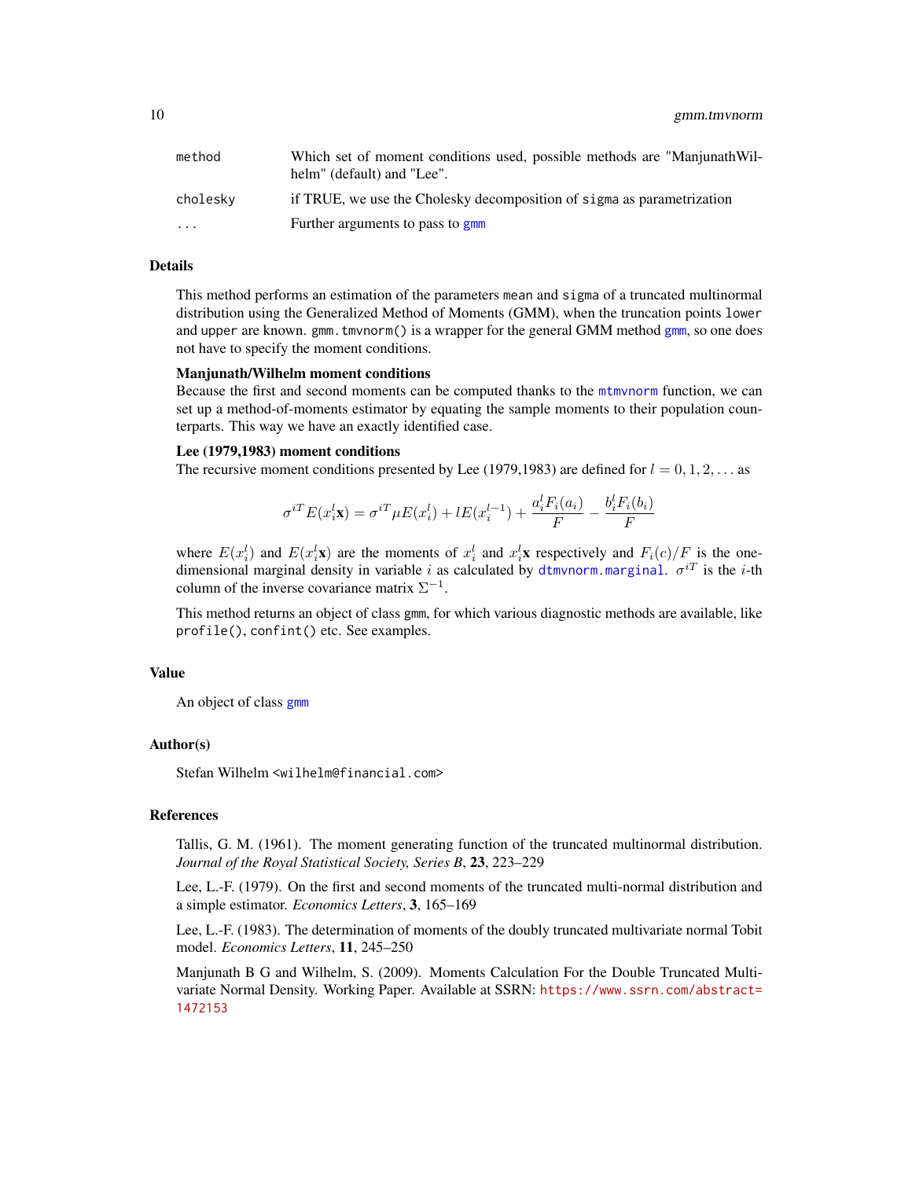| | |
|---|---|
| method | Which set of moment conditions used, possible methods are "ManjunathWilhelm" (default) and "Lee". |
| cholesky | if TRUE, we use the Cholesky decomposition of sigma as parametrization |
| ... | Further arguments to pass to gmm |

## Details

This method performs an estimation of the parameters mean and sigma of a truncated multinormal distribution using the Generalized Method of Moments (GMM), when the truncation points lower and upper are known. gmm.tmvnorm() is a wrapper for the general GMM method gmm, so one does not have to specify the moment conditions.

**Manjunath/Wilhelm moment conditions**
Because the first and second moments can be computed thanks to the mtmvnorm function, we can set up a method-of-moments estimator by equating the sample moments to their population counterparts. This way we have an exactly identified case.

**Lee (1979,1983) moment conditions**
The recursive moment conditions presented by Lee (1979,1983) are defined for $l = 0, 1, 2, \ldots$ as

$$\sigma^{iT} E(x_i^l \mathbf{x}) = \sigma^{iT} \mu E(x_i^l) + l E(x_i^{l-1}) + \frac{a_i^l F_i(a_i)}{F} - \frac{b_i^l F_i(b_i)}{F}$$

where $E(x_i^l)$ and $E(x_i^l \mathbf{x})$ are the moments of $x_i^l$ and $x_i^l \mathbf{x}$ respectively and $F_i(c)/F$ is the one-dimensional marginal density in variable $i$ as calculated by dtmvnorm.marginal. $\sigma^{iT}$ is the $i$-th column of the inverse covariance matrix $\Sigma^{-1}$.

This method returns an object of class gmm, for which various diagnostic methods are available, like profile(), confint() etc. See examples.

## Value

An object of class gmm

## Author(s)

Stefan Wilhelm <wilhelm@financial.com>

## References

Tallis, G. M. (1961). The moment generating function of the truncated multinormal distribution. *Journal of the Royal Statistical Society, Series B*, **23**, 223–229

Lee, L.-F. (1979). On the first and second moments of the truncated multi-normal distribution and a simple estimator. *Economics Letters*, **3**, 165–169

Lee, L.-F. (1983). The determination of moments of the doubly truncated multivariate normal Tobit model. *Economics Letters*, **11**, 245–250

Manjunath B G and Wilhelm, S. (2009). Moments Calculation For the Double Truncated Multivariate Normal Density. Working Paper. Available at SSRN: https://www.ssrn.com/abstract=1472153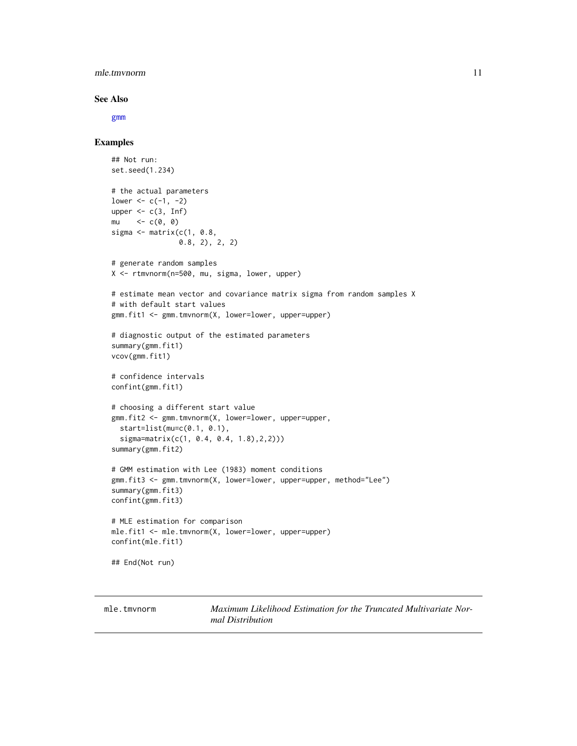### See Also

gmm

### Examples

```
## Not run:
set.seed(1.234)

# the actual parameters
lower <- c(-1, -2)
upper <- c(3, Inf)
mu    <- c(0, 0)
sigma <- matrix(c(1, 0.8,
                0.8, 2), 2, 2)

# generate random samples
X <- rtmvnorm(n=500, mu, sigma, lower, upper)

# estimate mean vector and covariance matrix sigma from random samples X
# with default start values
gmm.fit1 <- gmm.tmvnorm(X, lower=lower, upper=upper)

# diagnostic output of the estimated parameters
summary(gmm.fit1)
vcov(gmm.fit1)

# confidence intervals
confint(gmm.fit1)

# choosing a different start value
gmm.fit2 <- gmm.tmvnorm(X, lower=lower, upper=upper,
  start=list(mu=c(0.1, 0.1),
  sigma=matrix(c(1, 0.4, 0.4, 1.8),2,2)))
summary(gmm.fit2)

# GMM estimation with Lee (1983) moment conditions
gmm.fit3 <- gmm.tmvnorm(X, lower=lower, upper=upper, method="Lee")
summary(gmm.fit3)
confint(gmm.fit3)

# MLE estimation for comparison
mle.fit1 <- mle.tmvnorm(X, lower=lower, upper=upper)
confint(mle.fit1)

## End(Not run)
```

---

## mle.tmvnorm — *Maximum Likelihood Estimation for the Truncated Multivariate Normal Distribution*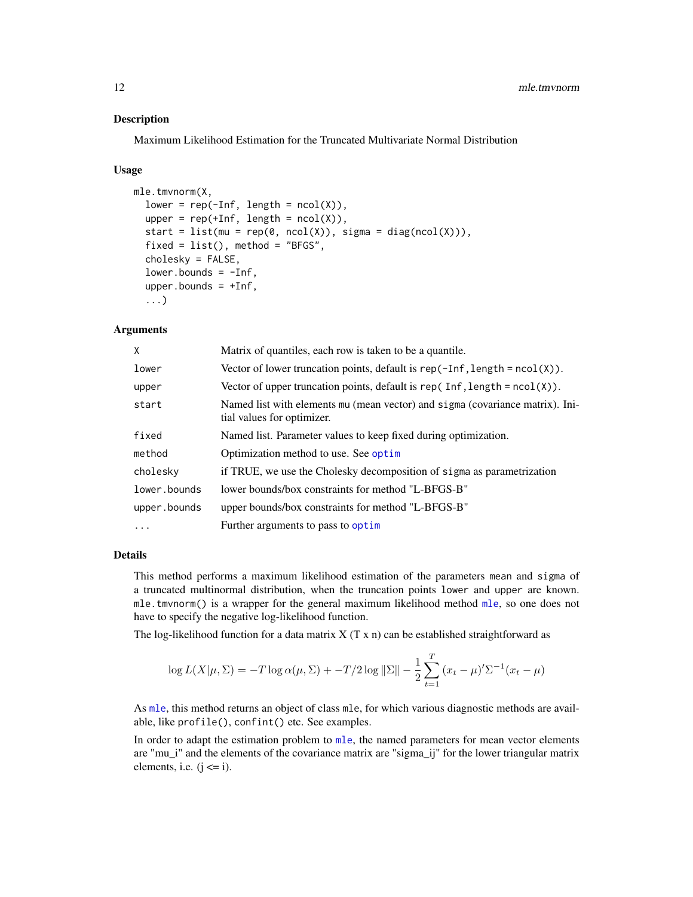## Description

Maximum Likelihood Estimation for the Truncated Multivariate Normal Distribution

## Usage

```
mle.tmvnorm(X,
  lower = rep(-Inf, length = ncol(X)),
  upper = rep(+Inf, length = ncol(X)),
  start = list(mu = rep(0, ncol(X)), sigma = diag(ncol(X))),
  fixed = list(), method = "BFGS",
  cholesky = FALSE,
  lower.bounds = -Inf,
  upper.bounds = +Inf,
  ...)
```

## Arguments

| | |
|---|---|
| `X` | Matrix of quantiles, each row is taken to be a quantile. |
| `lower` | Vector of lower truncation points, default is `rep(-Inf,length = ncol(X))`. |
| `upper` | Vector of upper truncation points, default is `rep( Inf,length = ncol(X))`. |
| `start` | Named list with elements `mu` (mean vector) and `sigma` (covariance matrix). Initial values for optimizer. |
| `fixed` | Named list. Parameter values to keep fixed during optimization. |
| `method` | Optimization method to use. See `optim` |
| `cholesky` | if TRUE, we use the Cholesky decomposition of `sigma` as parametrization |
| `lower.bounds` | lower bounds/box constraints for method "L-BFGS-B" |
| `upper.bounds` | upper bounds/box constraints for method "L-BFGS-B" |
| `...` | Further arguments to pass to `optim` |

## Details

This method performs a maximum likelihood estimation of the parameters `mean` and `sigma` of a truncated multinormal distribution, when the truncation points `lower` and `upper` are known. `mle.tmvnorm()` is a wrapper for the general maximum likelihood method `mle`, so one does not have to specify the negative log-likelihood function.

The log-likelihood function for a data matrix X (T x n) can be established straightforward as

$$\log L(X|\mu, \Sigma) = -T \log \alpha(\mu, \Sigma) + -T/2 \log \|\Sigma\| - \frac{1}{2} \sum_{t=1}^{T} (x_t - \mu)' \Sigma^{-1} (x_t - \mu)$$

As `mle`, this method returns an object of class `mle`, for which various diagnostic methods are available, like `profile()`, `confint()` etc. See examples.

In order to adapt the estimation problem to `mle`, the named parameters for mean vector elements are "mu_i" and the elements of the covariance matrix are "sigma_ij" for the lower triangular matrix elements, i.e. (j <= i).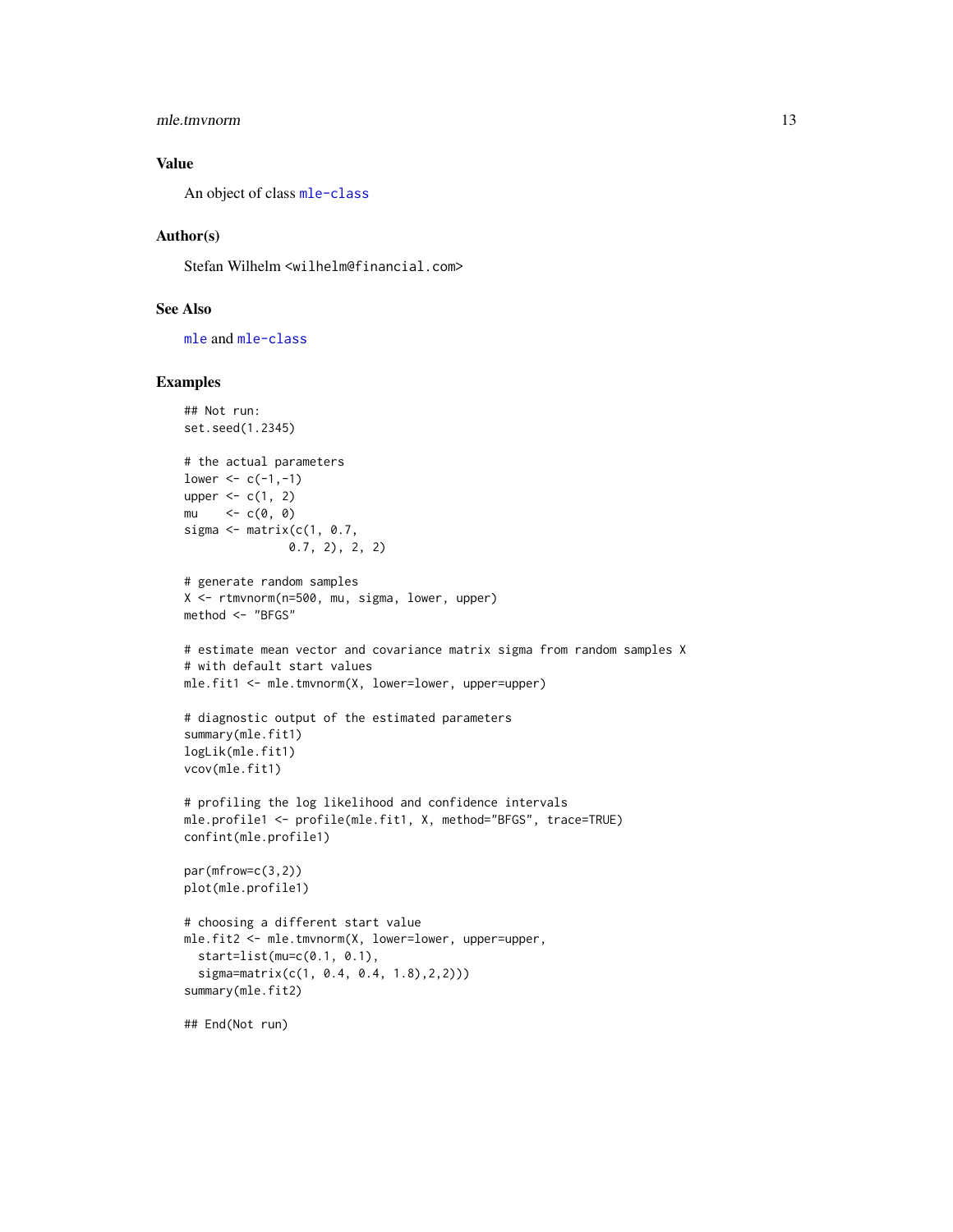## Value

An object of class mle-class

## Author(s)

Stefan Wilhelm <wilhelm@financial.com>

## See Also

mle and mle-class

## Examples

```
## Not run:
set.seed(1.2345)

# the actual parameters
lower <- c(-1,-1)
upper <- c(1, 2)
mu    <- c(0, 0)
sigma <- matrix(c(1, 0.7,
               0.7, 2), 2, 2)

# generate random samples
X <- rtmvnorm(n=500, mu, sigma, lower, upper)
method <- "BFGS"

# estimate mean vector and covariance matrix sigma from random samples X
# with default start values
mle.fit1 <- mle.tmvnorm(X, lower=lower, upper=upper)

# diagnostic output of the estimated parameters
summary(mle.fit1)
logLik(mle.fit1)
vcov(mle.fit1)

# profiling the log likelihood and confidence intervals
mle.profile1 <- profile(mle.fit1, X, method="BFGS", trace=TRUE)
confint(mle.profile1)

par(mfrow=c(3,2))
plot(mle.profile1)

# choosing a different start value
mle.fit2 <- mle.tmvnorm(X, lower=lower, upper=upper,
  start=list(mu=c(0.1, 0.1),
  sigma=matrix(c(1, 0.4, 0.4, 1.8),2,2)))
summary(mle.fit2)

## End(Not run)
```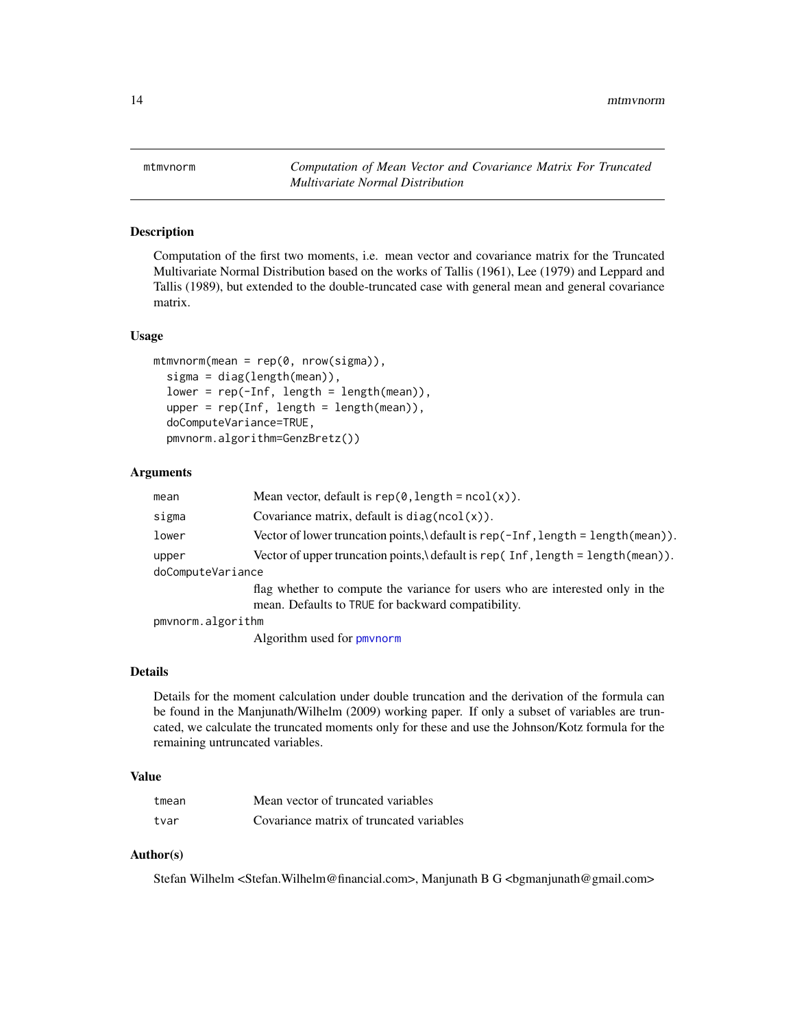# mtmvnorm

*Computation of Mean Vector and Covariance Matrix For Truncated Multivariate Normal Distribution*

## Description

Computation of the first two moments, i.e. mean vector and covariance matrix for the Truncated Multivariate Normal Distribution based on the works of Tallis (1961), Lee (1979) and Leppard and Tallis (1989), but extended to the double-truncated case with general mean and general covariance matrix.

## Usage

```
mtmvnorm(mean = rep(0, nrow(sigma)),
  sigma = diag(length(mean)),
  lower = rep(-Inf, length = length(mean)),
  upper = rep(Inf, length = length(mean)),
  doComputeVariance=TRUE,
  pmvnorm.algorithm=GenzBretz())
```

## Arguments

| | |
|---|---|
| `mean` | Mean vector, default is `rep(0, length = ncol(x))`. |
| `sigma` | Covariance matrix, default is `diag(ncol(x))`. |
| `lower` | Vector of lower truncation points,\ default is `rep(-Inf, length = length(mean))`. |
| `upper` | Vector of upper truncation points,\ default is `rep( Inf, length = length(mean))`. |
| `doComputeVariance` | flag whether to compute the variance for users who are interested only in the mean. Defaults to `TRUE` for backward compatibility. |
| `pmvnorm.algorithm` | Algorithm used for `pmvnorm` |

## Details

Details for the moment calculation under double truncation and the derivation of the formula can be found in the Manjunath/Wilhelm (2009) working paper. If only a subset of variables are truncated, we calculate the truncated moments only for these and use the Johnson/Kotz formula for the remaining untruncated variables.

## Value

| | |
|---|---|
| `tmean` | Mean vector of truncated variables |
| `tvar` | Covariance matrix of truncated variables |

## Author(s)

Stefan Wilhelm <Stefan.Wilhelm@financial.com>, Manjunath B G <bgmanjunath@gmail.com>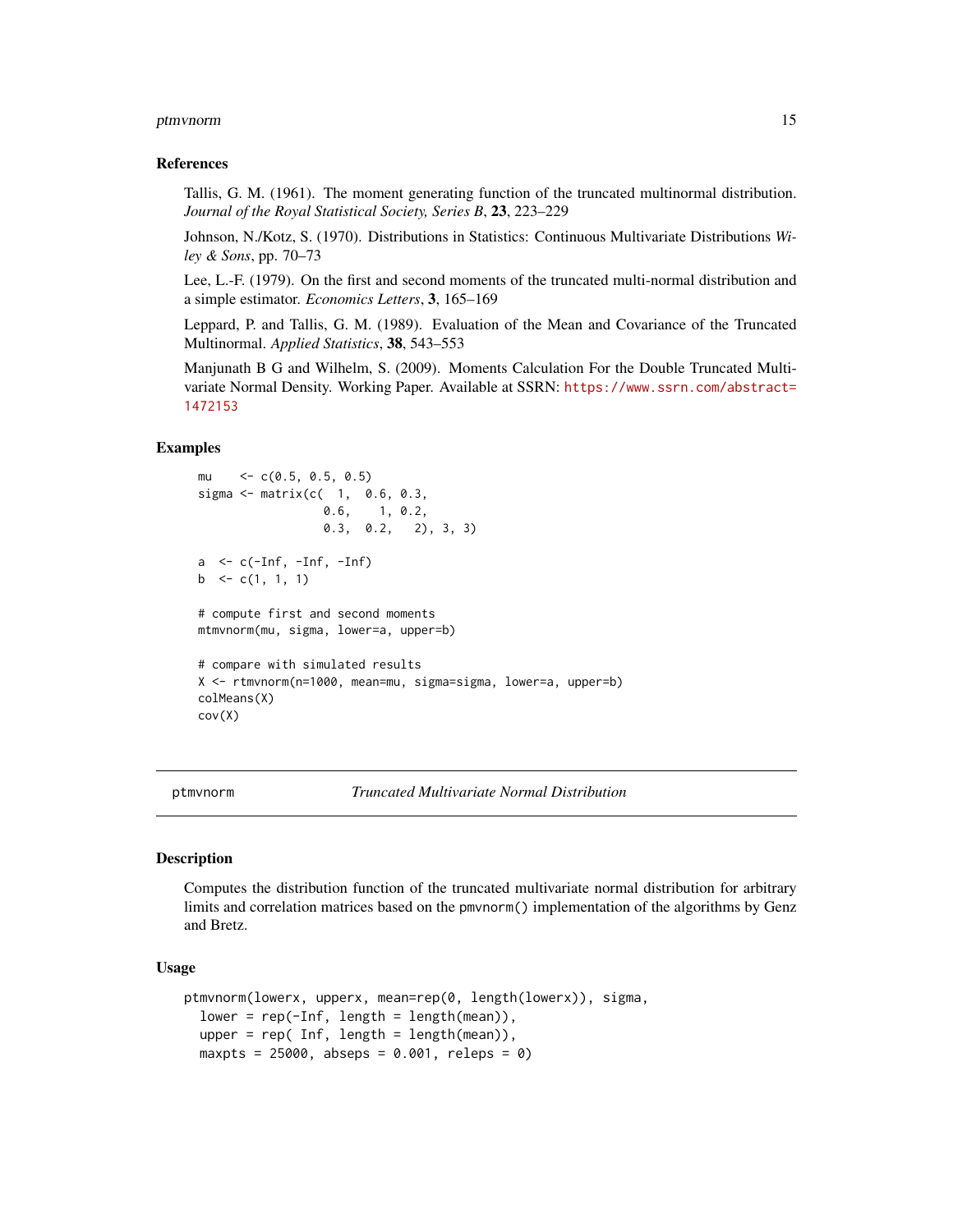### References

Tallis, G. M. (1961). The moment generating function of the truncated multinormal distribution. *Journal of the Royal Statistical Society, Series B*, **23**, 223–229

Johnson, N./Kotz, S. (1970). Distributions in Statistics: Continuous Multivariate Distributions *Wiley & Sons*, pp. 70–73

Lee, L.-F. (1979). On the first and second moments of the truncated multi-normal distribution and a simple estimator. *Economics Letters*, **3**, 165–169

Leppard, P. and Tallis, G. M. (1989). Evaluation of the Mean and Covariance of the Truncated Multinormal. *Applied Statistics*, **38**, 543–553

Manjunath B G and Wilhelm, S. (2009). Moments Calculation For the Double Truncated Multivariate Normal Density. Working Paper. Available at SSRN: https://www.ssrn.com/abstract=1472153

### Examples

```
mu    <- c(0.5, 0.5, 0.5)
sigma <- matrix(c(  1,  0.6, 0.3,
                  0.6,    1, 0.2,
                  0.3,  0.2,   2), 3, 3)

a  <- c(-Inf, -Inf, -Inf)
b  <- c(1, 1, 1)

# compute first and second moments
mtmvnorm(mu, sigma, lower=a, upper=b)

# compare with simulated results
X <- rtmvnorm(n=1000, mean=mu, sigma=sigma, lower=a, upper=b)
colMeans(X)
cov(X)
```

---

## ptmvnorm — *Truncated Multivariate Normal Distribution*

### Description

Computes the distribution function of the truncated multivariate normal distribution for arbitrary limits and correlation matrices based on the pmvnorm() implementation of the algorithms by Genz and Bretz.

### Usage

```
ptmvnorm(lowerx, upperx, mean=rep(0, length(lowerx)), sigma,
  lower = rep(-Inf, length = length(mean)),
  upper = rep( Inf, length = length(mean)),
  maxpts = 25000, abseps = 0.001, releps = 0)
```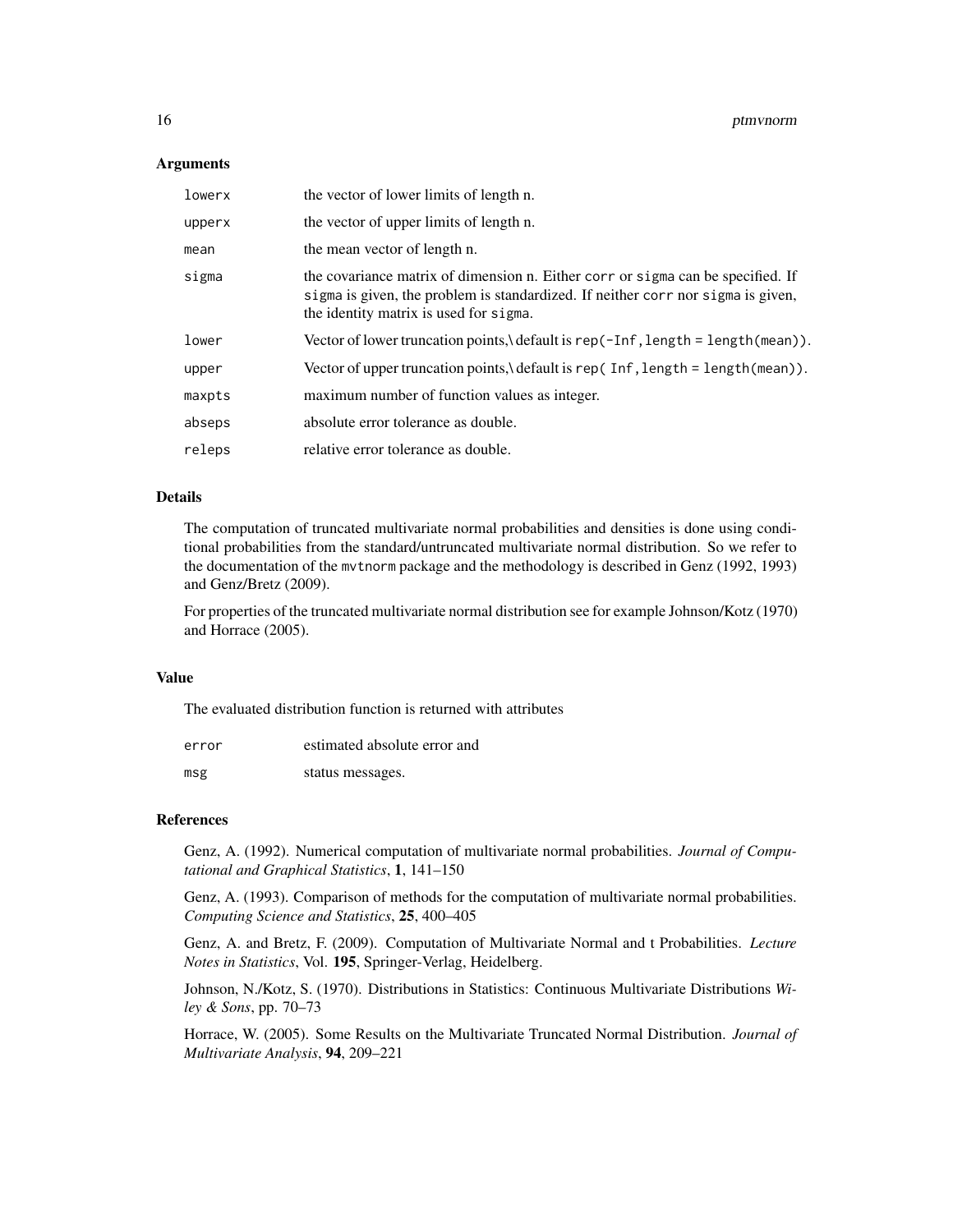### Arguments

| | |
|---|---|
| `lowerx` | the vector of lower limits of length n. |
| `upperx` | the vector of upper limits of length n. |
| `mean` | the mean vector of length n. |
| `sigma` | the covariance matrix of dimension n. Either `corr` or `sigma` can be specified. If `sigma` is given, the problem is standardized. If neither `corr` nor `sigma` is given, the identity matrix is used for `sigma`. |
| `lower` | Vector of lower truncation points,\ default is `rep(-Inf, length = length(mean))`. |
| `upper` | Vector of upper truncation points,\ default is `rep( Inf, length = length(mean))`. |
| `maxpts` | maximum number of function values as integer. |
| `abseps` | absolute error tolerance as double. |
| `releps` | relative error tolerance as double. |

### Details

The computation of truncated multivariate normal probabilities and densities is done using conditional probabilities from the standard/untruncated multivariate normal distribution. So we refer to the documentation of the `mvtnorm` package and the methodology is described in Genz (1992, 1993) and Genz/Bretz (2009).

For properties of the truncated multivariate normal distribution see for example Johnson/Kotz (1970) and Horrace (2005).

### Value

The evaluated distribution function is returned with attributes

| | |
|---|---|
| `error` | estimated absolute error and |
| `msg` | status messages. |

### References

Genz, A. (1992). Numerical computation of multivariate normal probabilities. *Journal of Computational and Graphical Statistics*, **1**, 141–150

Genz, A. (1993). Comparison of methods for the computation of multivariate normal probabilities. *Computing Science and Statistics*, **25**, 400–405

Genz, A. and Bretz, F. (2009). Computation of Multivariate Normal and t Probabilities. *Lecture Notes in Statistics*, Vol. **195**, Springer-Verlag, Heidelberg.

Johnson, N./Kotz, S. (1970). Distributions in Statistics: Continuous Multivariate Distributions *Wiley & Sons*, pp. 70–73

Horrace, W. (2005). Some Results on the Multivariate Truncated Normal Distribution. *Journal of Multivariate Analysis*, **94**, 209–221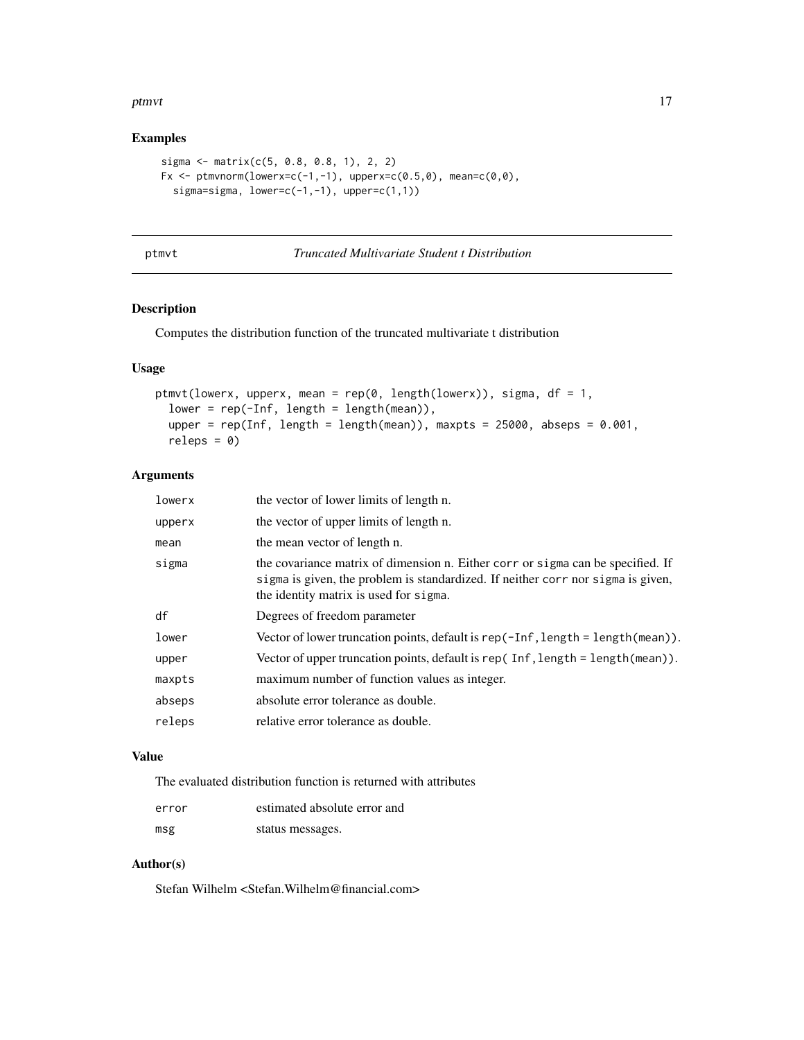## Examples

```
sigma <- matrix(c(5, 0.8, 0.8, 1), 2, 2)
Fx <- ptmvnorm(lowerx=c(-1,-1), upperx=c(0.5,0), mean=c(0,0),
  sigma=sigma, lower=c(-1,-1), upper=c(1,1))
```

---

# ptmvt — *Truncated Multivariate Student t Distribution*

---

## Description

Computes the distribution function of the truncated multivariate t distribution

## Usage

```
ptmvt(lowerx, upperx, mean = rep(0, length(lowerx)), sigma, df = 1,
  lower = rep(-Inf, length = length(mean)),
  upper = rep(Inf, length = length(mean)), maxpts = 25000, abseps = 0.001,
  releps = 0)
```

## Arguments

| | |
|---|---|
| `lowerx` | the vector of lower limits of length n. |
| `upperx` | the vector of upper limits of length n. |
| `mean` | the mean vector of length n. |
| `sigma` | the covariance matrix of dimension n. Either `corr` or `sigma` can be specified. If `sigma` is given, the problem is standardized. If neither `corr` nor `sigma` is given, the identity matrix is used for `sigma`. |
| `df` | Degrees of freedom parameter |
| `lower` | Vector of lower truncation points, default is `rep(-Inf, length = length(mean))`. |
| `upper` | Vector of upper truncation points, default is `rep( Inf, length = length(mean))`. |
| `maxpts` | maximum number of function values as integer. |
| `abseps` | absolute error tolerance as double. |
| `releps` | relative error tolerance as double. |

## Value

The evaluated distribution function is returned with attributes

| | |
|---|---|
| `error` | estimated absolute error and |
| `msg` | status messages. |

## Author(s)

Stefan Wilhelm <Stefan.Wilhelm@financial.com>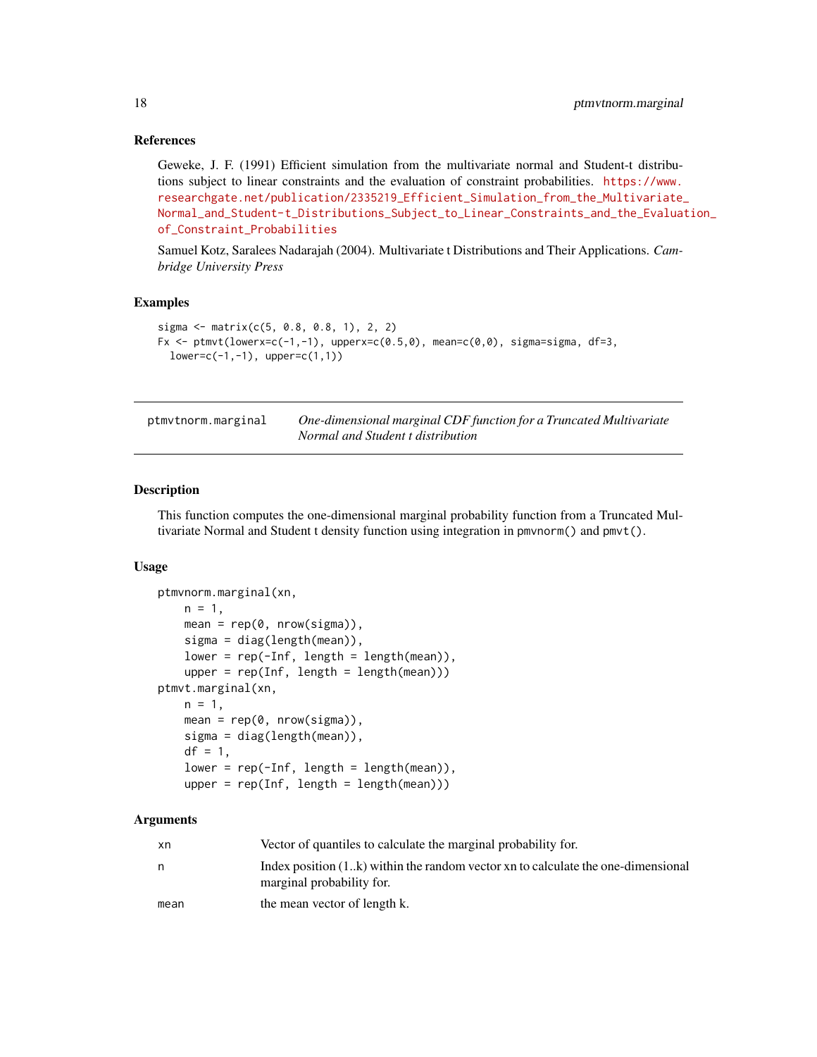### References

Geweke, J. F. (1991) Efficient simulation from the multivariate normal and Student-t distributions subject to linear constraints and the evaluation of constraint probabilities. https://www.researchgate.net/publication/2335219_Efficient_Simulation_from_the_Multivariate_Normal_and_Student-t_Distributions_Subject_to_Linear_Constraints_and_the_Evaluation_of_Constraint_Probabilities

Samuel Kotz, Saralees Nadarajah (2004). Multivariate t Distributions and Their Applications. *Cambridge University Press*

### Examples

```
sigma <- matrix(c(5, 0.8, 0.8, 1), 2, 2)
Fx <- ptmvt(lowerx=c(-1,-1), upperx=c(0.5,0), mean=c(0,0), sigma=sigma, df=3,
  lower=c(-1,-1), upper=c(1,1))
```

---

## ptmvtnorm.marginal — *One-dimensional marginal CDF function for a Truncated Multivariate Normal and Student t distribution*

### Description

This function computes the one-dimensional marginal probability function from a Truncated Multivariate Normal and Student t density function using integration in `pmvnorm()` and `pmvt()`.

### Usage

```
ptmvnorm.marginal(xn,
    n = 1,
    mean = rep(0, nrow(sigma)),
    sigma = diag(length(mean)),
    lower = rep(-Inf, length = length(mean)),
    upper = rep(Inf, length = length(mean)))
ptmvt.marginal(xn,
    n = 1,
    mean = rep(0, nrow(sigma)),
    sigma = diag(length(mean)),
    df = 1,
    lower = rep(-Inf, length = length(mean)),
    upper = rep(Inf, length = length(mean)))
```

### Arguments

| | |
|---|---|
| `xn` | Vector of quantiles to calculate the marginal probability for. |
| `n` | Index position (1..k) within the random vector xn to calculate the one-dimensional marginal probability for. |
| `mean` | the mean vector of length k. |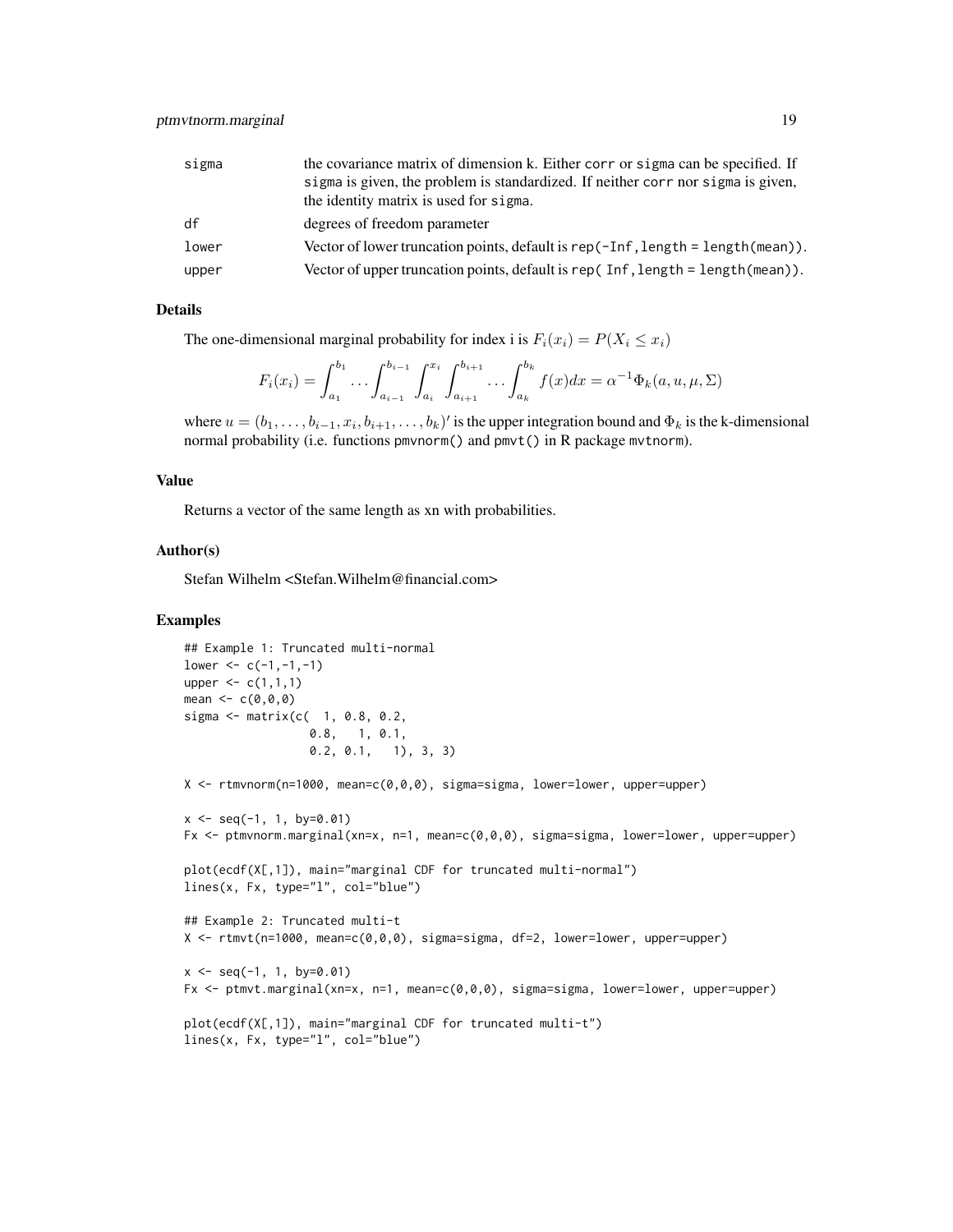| | |
|---|---|
| sigma | the covariance matrix of dimension k. Either corr or sigma can be specified. If sigma is given, the problem is standardized. If neither corr nor sigma is given, the identity matrix is used for sigma. |
| df | degrees of freedom parameter |
| lower | Vector of lower truncation points, default is rep(-Inf, length = length(mean)). |
| upper | Vector of upper truncation points, default is rep( Inf, length = length(mean)). |

## Details

The one-dimensional marginal probability for index i is $F_i(x_i) = P(X_i \leq x_i)$

$$F_i(x_i) = \int_{a_1}^{b_1} \ldots \int_{a_{i-1}}^{b_{i-1}} \int_{a_i}^{x_i} \int_{a_{i+1}}^{b_{i+1}} \ldots \int_{a_k}^{b_k} f(x)dx = \alpha^{-1}\Phi_k(a, u, \mu, \Sigma)$$

where $u = (b_1, \ldots, b_{i-1}, x_i, b_{i+1}, \ldots, b_k)'$ is the upper integration bound and $\Phi_k$ is the k-dimensional normal probability (i.e. functions pmvnorm() and pmvt() in R package mvtnorm).

## Value

Returns a vector of the same length as xn with probabilities.

## Author(s)

Stefan Wilhelm <Stefan.Wilhelm@financial.com>

## Examples

```
## Example 1: Truncated multi-normal
lower <- c(-1,-1,-1)
upper <- c(1,1,1)
mean <- c(0,0,0)
sigma <- matrix(c(  1, 0.8, 0.2,
                  0.8,   1, 0.1,
                  0.2, 0.1,   1), 3, 3)

X <- rtmvnorm(n=1000, mean=c(0,0,0), sigma=sigma, lower=lower, upper=upper)

x <- seq(-1, 1, by=0.01)
Fx <- ptmvnorm.marginal(xn=x, n=1, mean=c(0,0,0), sigma=sigma, lower=lower, upper=upper)

plot(ecdf(X[,1]), main="marginal CDF for truncated multi-normal")
lines(x, Fx, type="l", col="blue")

## Example 2: Truncated multi-t
X <- rtmvt(n=1000, mean=c(0,0,0), sigma=sigma, df=2, lower=lower, upper=upper)

x <- seq(-1, 1, by=0.01)
Fx <- ptmvt.marginal(xn=x, n=1, mean=c(0,0,0), sigma=sigma, lower=lower, upper=upper)

plot(ecdf(X[,1]), main="marginal CDF for truncated multi-t")
lines(x, Fx, type="l", col="blue")
```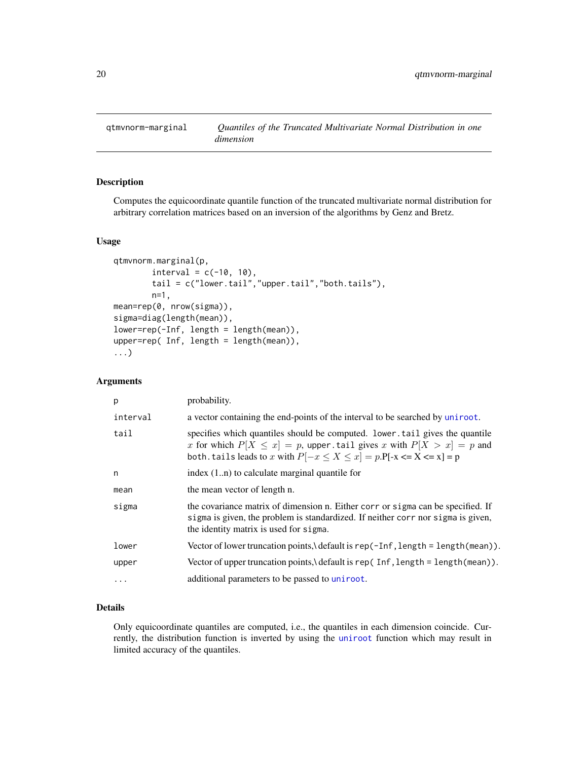qtmvnorm-marginal — *Quantiles of the Truncated Multivariate Normal Distribution in one dimension*

## Description

Computes the equicoordinate quantile function of the truncated multivariate normal distribution for arbitrary correlation matrices based on an inversion of the algorithms by Genz and Bretz.

## Usage

```
qtmvnorm.marginal(p,
        interval = c(-10, 10),
        tail = c("lower.tail","upper.tail","both.tails"),
        n=1,
mean=rep(0, nrow(sigma)),
sigma=diag(length(mean)),
lower=rep(-Inf, length = length(mean)),
upper=rep( Inf, length = length(mean)),
...)
```

## Arguments

| | |
|---|---|
| `p` | probability. |
| `interval` | a vector containing the end-points of the interval to be searched by `uniroot`. |
| `tail` | specifies which quantiles should be computed. `lower.tail` gives the quantile $x$ for which $P[X \leq x] = p$, `upper.tail` gives $x$ with $P[X > x] = p$ and `both.tails` leads to $x$ with $P[-x \leq X \leq x] = p$.P[-x <= X <= x] = p |
| `n` | index (1..n) to calculate marginal quantile for |
| `mean` | the mean vector of length n. |
| `sigma` | the covariance matrix of dimension n. Either `corr` or `sigma` can be specified. If `sigma` is given, the problem is standardized. If neither `corr` nor `sigma` is given, the identity matrix is used for `sigma`. |
| `lower` | Vector of lower truncation points,\ default is `rep(-Inf, length = length(mean))`. |
| `upper` | Vector of upper truncation points,\ default is `rep( Inf, length = length(mean))`. |
| `...` | additional parameters to be passed to `uniroot`. |

## Details

Only equicoordinate quantiles are computed, i.e., the quantiles in each dimension coincide. Currently, the distribution function is inverted by using the `uniroot` function which may result in limited accuracy of the quantiles.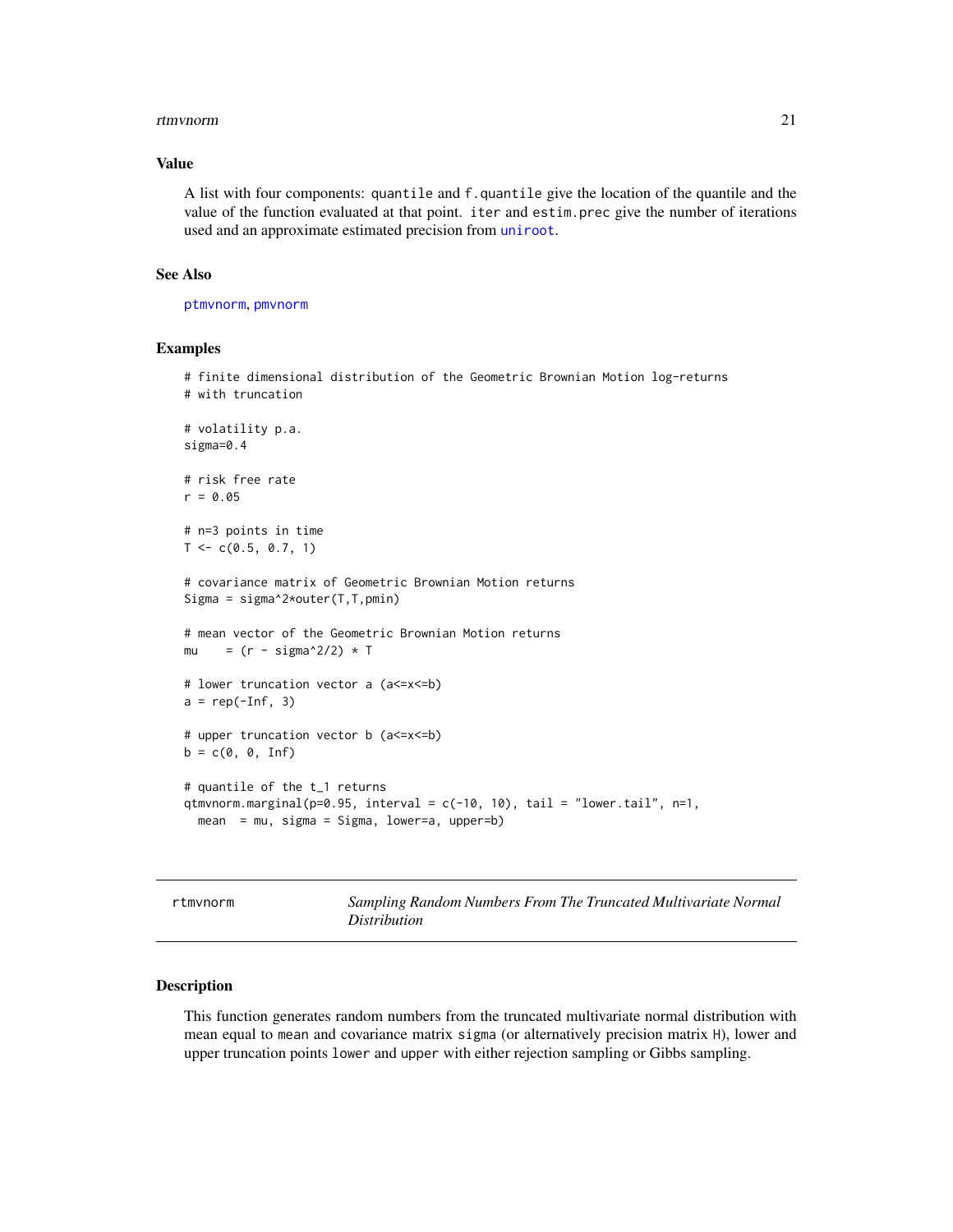### Value

A list with four components: `quantile` and `f.quantile` give the location of the quantile and the value of the function evaluated at that point. `iter` and `estim.prec` give the number of iterations used and an approximate estimated precision from `uniroot`.

### See Also

`ptmvnorm`, `pmvnorm`

### Examples

```
# finite dimensional distribution of the Geometric Brownian Motion log-returns
# with truncation

# volatility p.a.
sigma=0.4

# risk free rate
r = 0.05

# n=3 points in time
T <- c(0.5, 0.7, 1)

# covariance matrix of Geometric Brownian Motion returns
Sigma = sigma^2*outer(T,T,pmin)

# mean vector of the Geometric Brownian Motion returns
mu    = (r - sigma^2/2) * T

# lower truncation vector a (a<=x<=b)
a = rep(-Inf, 3)

# upper truncation vector b (a<=x<=b)
b = c(0, 0, Inf)

# quantile of the t_1 returns
qtmvnorm.marginal(p=0.95, interval = c(-10, 10), tail = "lower.tail", n=1,
  mean  = mu, sigma = Sigma, lower=a, upper=b)
```

---

## rtmvnorm — *Sampling Random Numbers From The Truncated Multivariate Normal Distribution*

### Description

This function generates random numbers from the truncated multivariate normal distribution with mean equal to `mean` and covariance matrix `sigma` (or alternatively precision matrix `H`), lower and upper truncation points `lower` and `upper` with either rejection sampling or Gibbs sampling.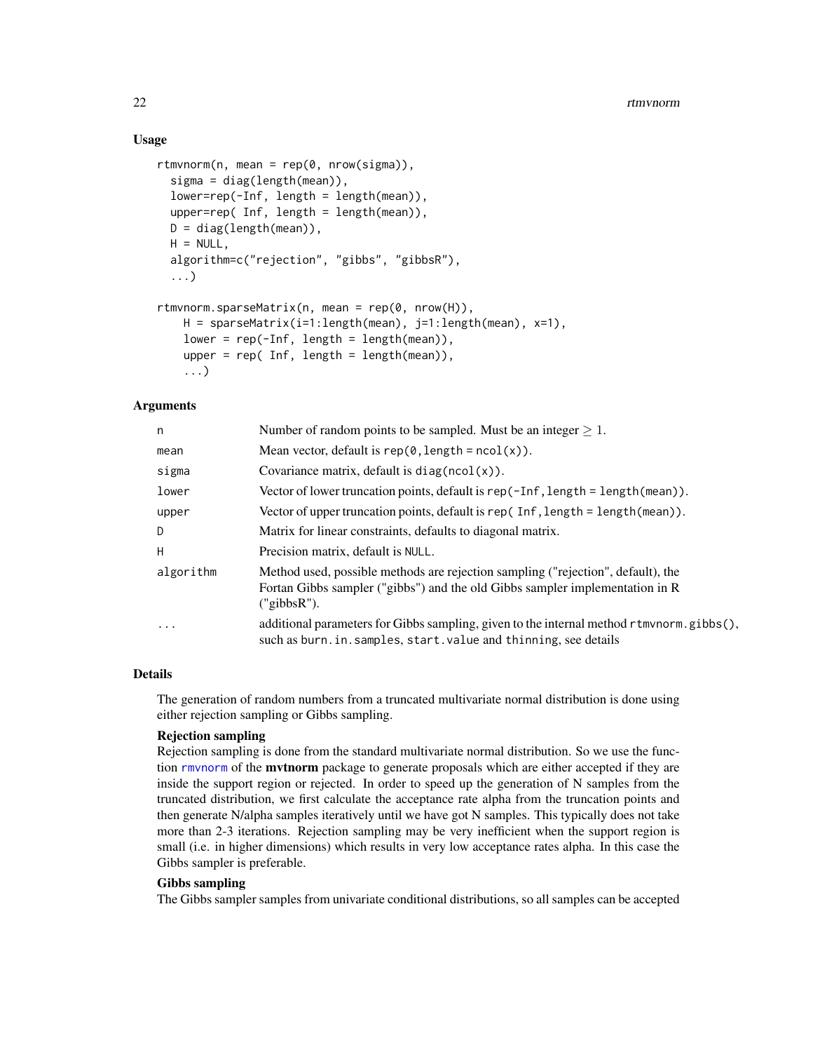### Usage

```
rtmvnorm(n, mean = rep(0, nrow(sigma)),
  sigma = diag(length(mean)),
  lower=rep(-Inf, length = length(mean)),
  upper=rep( Inf, length = length(mean)),
  D = diag(length(mean)),
  H = NULL,
  algorithm=c("rejection", "gibbs", "gibbsR"),
  ...)

rtmvnorm.sparseMatrix(n, mean = rep(0, nrow(H)),
    H = sparseMatrix(i=1:length(mean), j=1:length(mean), x=1),
    lower = rep(-Inf, length = length(mean)),
    upper = rep( Inf, length = length(mean)),
    ...)
```

### Arguments

| | |
|---|---|
| `n` | Number of random points to be sampled. Must be an integer $\geq 1$. |
| `mean` | Mean vector, default is `rep(0, length = ncol(x))`. |
| `sigma` | Covariance matrix, default is `diag(ncol(x))`. |
| `lower` | Vector of lower truncation points, default is `rep(-Inf, length = length(mean))`. |
| `upper` | Vector of upper truncation points, default is `rep( Inf, length = length(mean))`. |
| `D` | Matrix for linear constraints, defaults to diagonal matrix. |
| `H` | Precision matrix, default is `NULL`. |
| `algorithm` | Method used, possible methods are rejection sampling ("rejection", default), the Fortan Gibbs sampler ("gibbs") and the old Gibbs sampler implementation in R ("gibbsR"). |
| `...` | additional parameters for Gibbs sampling, given to the internal method `rtmvnorm.gibbs()`, such as `burn.in.samples`, `start.value` and `thinning`, see details |

### Details

The generation of random numbers from a truncated multivariate normal distribution is done using either rejection sampling or Gibbs sampling.

**Rejection sampling**
Rejection sampling is done from the standard multivariate normal distribution. So we use the function `rmvnorm` of the **mvtnorm** package to generate proposals which are either accepted if they are inside the support region or rejected. In order to speed up the generation of N samples from the truncated distribution, we first calculate the acceptance rate alpha from the truncation points and then generate N/alpha samples iteratively until we have got N samples. This typically does not take more than 2-3 iterations. Rejection sampling may be very inefficient when the support region is small (i.e. in higher dimensions) which results in very low acceptance rates alpha. In this case the Gibbs sampler is preferable.

**Gibbs sampling**
The Gibbs sampler samples from univariate conditional distributions, so all samples can be accepted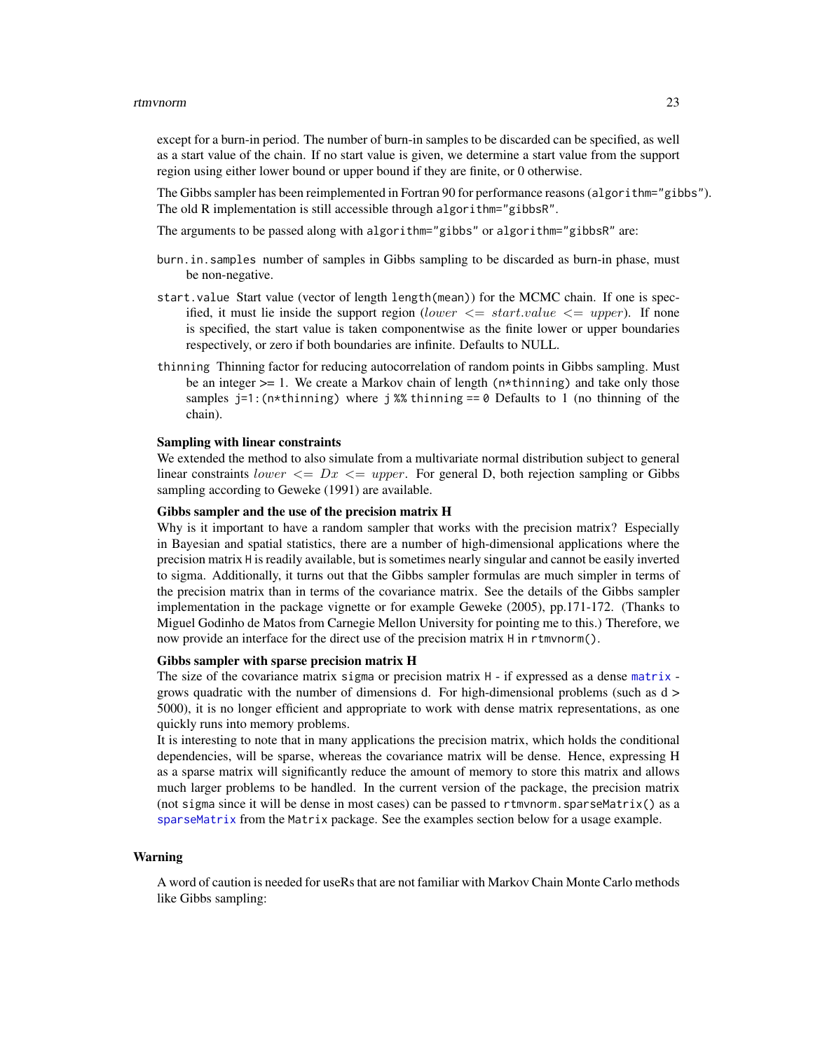except for a burn-in period. The number of burn-in samples to be discarded can be specified, as well as a start value of the chain. If no start value is given, we determine a start value from the support region using either lower bound or upper bound if they are finite, or 0 otherwise.

The Gibbs sampler has been reimplemented in Fortran 90 for performance reasons (`algorithm="gibbs"`). The old R implementation is still accessible through `algorithm="gibbsR"`.

The arguments to be passed along with `algorithm="gibbs"` or `algorithm="gibbsR"` are:

`burn.in.samples` number of samples in Gibbs sampling to be discarded as burn-in phase, must be non-negative.

`start.value` Start value (vector of length `length(mean)`) for the MCMC chain. If one is specified, it must lie inside the support region ($lower <= start.value <= upper$). If none is specified, the start value is taken componentwise as the finite lower or upper boundaries respectively, or zero if both boundaries are infinite. Defaults to NULL.

`thinning` Thinning factor for reducing autocorrelation of random points in Gibbs sampling. Must be an integer >= 1. We create a Markov chain of length `(n*thinning)` and take only those samples `j=1:(n*thinning)` where `j %% thinning == 0` Defaults to 1 (no thinning of the chain).

**Sampling with linear constraints**

We extended the method to also simulate from a multivariate normal distribution subject to general linear constraints $lower <= Dx <= upper$. For general D, both rejection sampling or Gibbs sampling according to Geweke (1991) are available.

**Gibbs sampler and the use of the precision matrix H**

Why is it important to have a random sampler that works with the precision matrix? Especially in Bayesian and spatial statistics, there are a number of high-dimensional applications where the precision matrix `H` is readily available, but is sometimes nearly singular and cannot be easily inverted to sigma. Additionally, it turns out that the Gibbs sampler formulas are much simpler in terms of the precision matrix than in terms of the covariance matrix. See the details of the Gibbs sampler implementation in the package vignette or for example Geweke (2005), pp.171-172. (Thanks to Miguel Godinho de Matos from Carnegie Mellon University for pointing me to this.) Therefore, we now provide an interface for the direct use of the precision matrix `H` in `rtmvnorm()`.

**Gibbs sampler with sparse precision matrix H**

The size of the covariance matrix `sigma` or precision matrix `H` - if expressed as a dense `matrix` - grows quadratic with the number of dimensions d. For high-dimensional problems (such as d > 5000), it is no longer efficient and appropriate to work with dense matrix representations, as one quickly runs into memory problems.

It is interesting to note that in many applications the precision matrix, which holds the conditional dependencies, will be sparse, whereas the covariance matrix will be dense. Hence, expressing H as a sparse matrix will significantly reduce the amount of memory to store this matrix and allows much larger problems to be handled. In the current version of the package, the precision matrix (not `sigma` since it will be dense in most cases) can be passed to `rtmvnorm.sparseMatrix()` as a `sparseMatrix` from the `Matrix` package. See the examples section below for a usage example.

## Warning

A word of caution is needed for useRs that are not familiar with Markov Chain Monte Carlo methods like Gibbs sampling: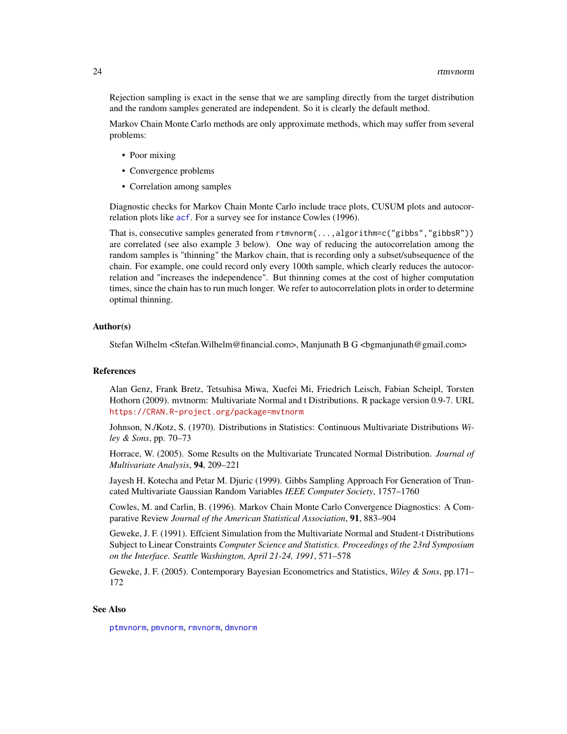Rejection sampling is exact in the sense that we are sampling directly from the target distribution and the random samples generated are independent. So it is clearly the default method.

Markov Chain Monte Carlo methods are only approximate methods, which may suffer from several problems:

- Poor mixing
- Convergence problems
- Correlation among samples

Diagnostic checks for Markov Chain Monte Carlo include trace plots, CUSUM plots and autocorrelation plots like `acf`. For a survey see for instance Cowles (1996).

That is, consecutive samples generated from `rtmvnorm(...,algorithm=c("gibbs","gibbsR"))` are correlated (see also example 3 below). One way of reducing the autocorrelation among the random samples is "thinning" the Markov chain, that is recording only a subset/subsequence of the chain. For example, one could record only every 100th sample, which clearly reduces the autocorrelation and "increases the independence". But thinning comes at the cost of higher computation times, since the chain has to run much longer. We refer to autocorrelation plots in order to determine optimal thinning.

### Author(s)

Stefan Wilhelm <Stefan.Wilhelm@financial.com>, Manjunath B G <bgmanjunath@gmail.com>

### References

Alan Genz, Frank Bretz, Tetsuhisa Miwa, Xuefei Mi, Friedrich Leisch, Fabian Scheipl, Torsten Hothorn (2009). mvtnorm: Multivariate Normal and t Distributions. R package version 0.9-7. URL https://CRAN.R-project.org/package=mvtnorm

Johnson, N./Kotz, S. (1970). Distributions in Statistics: Continuous Multivariate Distributions *Wiley & Sons*, pp. 70–73

Horrace, W. (2005). Some Results on the Multivariate Truncated Normal Distribution. *Journal of Multivariate Analysis*, **94**, 209–221

Jayesh H. Kotecha and Petar M. Djuric (1999). Gibbs Sampling Approach For Generation of Truncated Multivariate Gaussian Random Variables *IEEE Computer Society*, 1757–1760

Cowles, M. and Carlin, B. (1996). Markov Chain Monte Carlo Convergence Diagnostics: A Comparative Review *Journal of the American Statistical Association*, **91**, 883–904

Geweke, J. F. (1991). Effcient Simulation from the Multivariate Normal and Student-t Distributions Subject to Linear Constraints *Computer Science and Statistics. Proceedings of the 23rd Symposium on the Interface. Seattle Washington, April 21-24, 1991*, 571–578

Geweke, J. F. (2005). Contemporary Bayesian Econometrics and Statistics, *Wiley & Sons*, pp.171–172

### See Also

`ptmvnorm`, `pmvnorm`, `rmvnorm`, `dmvnorm`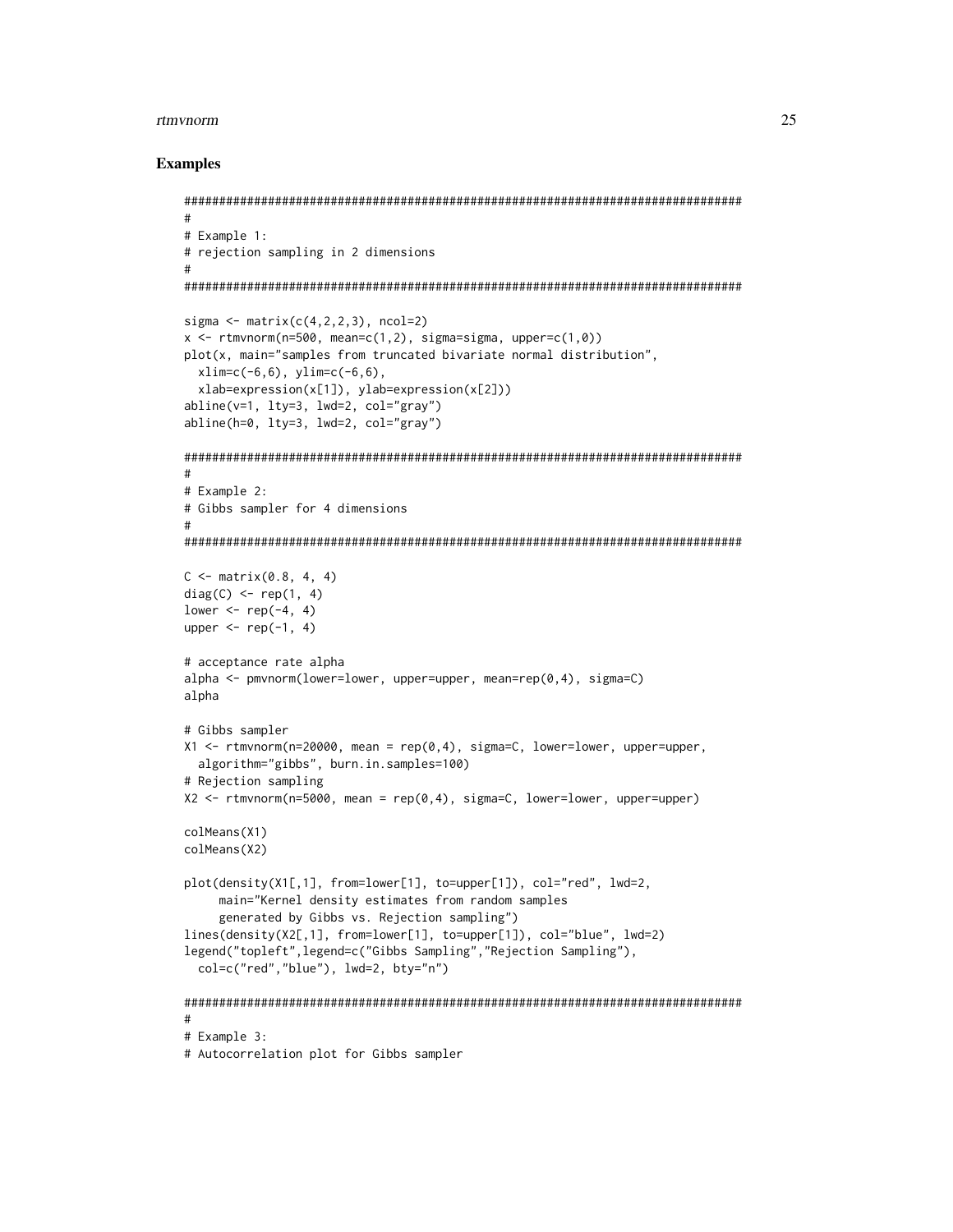## Examples

```
################################################################################
#
# Example 1:
# rejection sampling in 2 dimensions
#
################################################################################

sigma <- matrix(c(4,2,2,3), ncol=2)
x <- rtmvnorm(n=500, mean=c(1,2), sigma=sigma, upper=c(1,0))
plot(x, main="samples from truncated bivariate normal distribution",
  xlim=c(-6,6), ylim=c(-6,6),
  xlab=expression(x[1]), ylab=expression(x[2]))
abline(v=1, lty=3, lwd=2, col="gray")
abline(h=0, lty=3, lwd=2, col="gray")

################################################################################
#
# Example 2:
# Gibbs sampler for 4 dimensions
#
################################################################################

C <- matrix(0.8, 4, 4)
diag(C) <- rep(1, 4)
lower <- rep(-4, 4)
upper <- rep(-1, 4)

# acceptance rate alpha
alpha <- pmvnorm(lower=lower, upper=upper, mean=rep(0,4), sigma=C)
alpha

# Gibbs sampler
X1 <- rtmvnorm(n=20000, mean = rep(0,4), sigma=C, lower=lower, upper=upper,
  algorithm="gibbs", burn.in.samples=100)
# Rejection sampling
X2 <- rtmvnorm(n=5000, mean = rep(0,4), sigma=C, lower=lower, upper=upper)

colMeans(X1)
colMeans(X2)

plot(density(X1[,1], from=lower[1], to=upper[1]), col="red", lwd=2,
     main="Kernel density estimates from random samples
     generated by Gibbs vs. Rejection sampling")
lines(density(X2[,1], from=lower[1], to=upper[1]), col="blue", lwd=2)
legend("topleft",legend=c("Gibbs Sampling","Rejection Sampling"),
  col=c("red","blue"), lwd=2, bty="n")

################################################################################
#
# Example 3:
# Autocorrelation plot for Gibbs sampler
```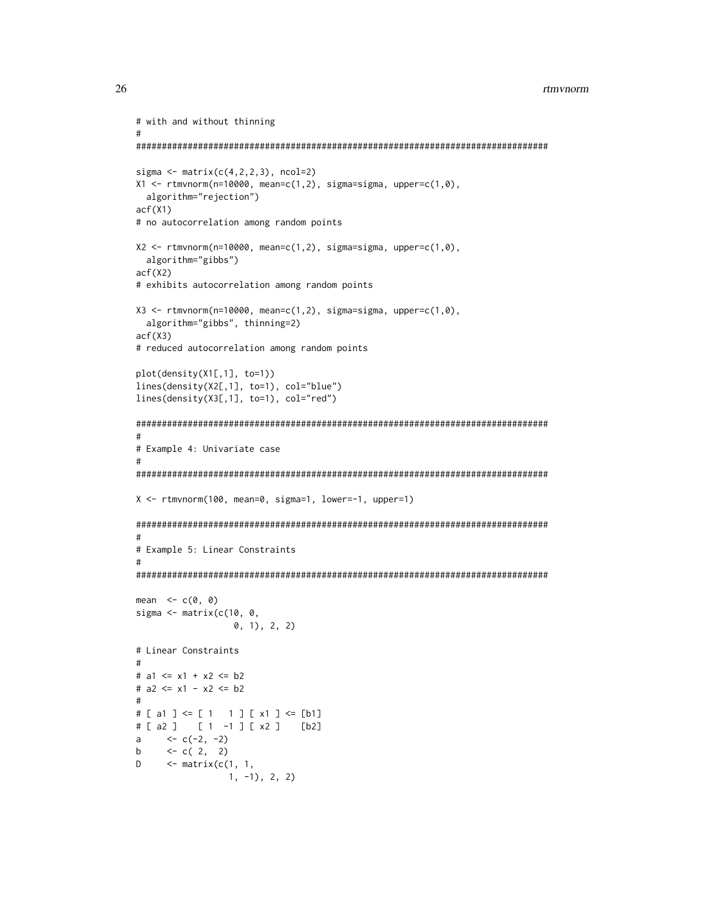```
# with and without thinning
#
################################################################################

sigma <- matrix(c(4,2,2,3), ncol=2)
X1 <- rtmvnorm(n=10000, mean=c(1,2), sigma=sigma, upper=c(1,0),
  algorithm="rejection")
acf(X1)
# no autocorrelation among random points

X2 <- rtmvnorm(n=10000, mean=c(1,2), sigma=sigma, upper=c(1,0),
  algorithm="gibbs")
acf(X2)
# exhibits autocorrelation among random points

X3 <- rtmvnorm(n=10000, mean=c(1,2), sigma=sigma, upper=c(1,0),
  algorithm="gibbs", thinning=2)
acf(X3)
# reduced autocorrelation among random points

plot(density(X1[,1], to=1))
lines(density(X2[,1], to=1), col="blue")
lines(density(X3[,1], to=1), col="red")

################################################################################
#
# Example 4: Univariate case
#
################################################################################

X <- rtmvnorm(100, mean=0, sigma=1, lower=-1, upper=1)

################################################################################
#
# Example 5: Linear Constraints
#
################################################################################

mean  <- c(0, 0)
sigma <- matrix(c(10, 0,
                  0, 1), 2, 2)

# Linear Constraints
#
# a1 <= x1 + x2 <= b2
# a2 <= x1 - x2 <= b2
#
# [ a1 ] <= [ 1   1 ] [ x1 ] <= [b1]
# [ a2 ]    [ 1  -1 ] [ x2 ]    [b2]
a     <- c(-2, -2)
b     <- c( 2,  2)
D     <- matrix(c(1, 1,
                 1, -1), 2, 2)
```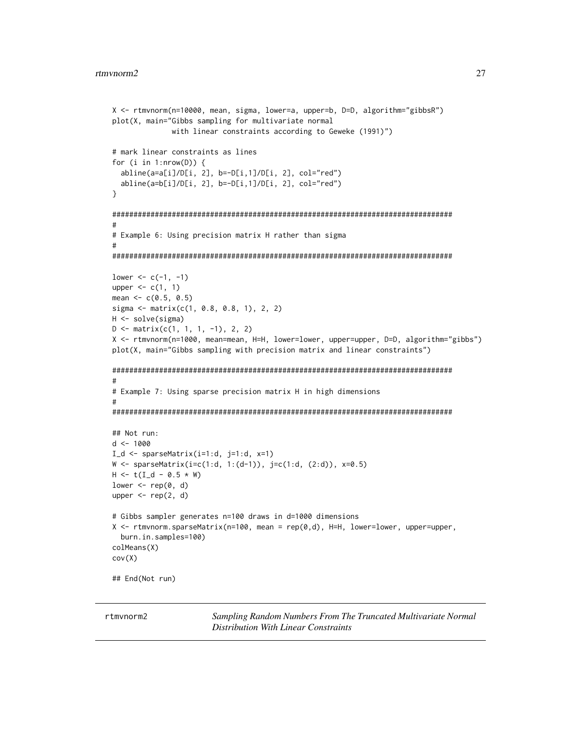```
X <- rtmvnorm(n=10000, mean, sigma, lower=a, upper=b, D=D, algorithm="gibbsR")
plot(X, main="Gibbs sampling for multivariate normal
              with linear constraints according to Geweke (1991)")

# mark linear constraints as lines
for (i in 1:nrow(D)) {
  abline(a=a[i]/D[i, 2], b=-D[i,1]/D[i, 2], col="red")
  abline(a=b[i]/D[i, 2], b=-D[i,1]/D[i, 2], col="red")
}

################################################################################
#
# Example 6: Using precision matrix H rather than sigma
#
################################################################################

lower <- c(-1, -1)
upper <- c(1, 1)
mean <- c(0.5, 0.5)
sigma <- matrix(c(1, 0.8, 0.8, 1), 2, 2)
H <- solve(sigma)
D <- matrix(c(1, 1, 1, -1), 2, 2)
X <- rtmvnorm(n=1000, mean=mean, H=H, lower=lower, upper=upper, D=D, algorithm="gibbs")
plot(X, main="Gibbs sampling with precision matrix and linear constraints")

################################################################################
#
# Example 7: Using sparse precision matrix H in high dimensions
#
################################################################################

## Not run:
d <- 1000
I_d <- sparseMatrix(i=1:d, j=1:d, x=1)
W <- sparseMatrix(i=c(1:d, 1:(d-1)), j=c(1:d, (2:d)), x=0.5)
H <- t(I_d - 0.5 * W)
lower <- rep(0, d)
upper <- rep(2, d)

# Gibbs sampler generates n=100 draws in d=1000 dimensions
X <- rtmvnorm.sparseMatrix(n=100, mean = rep(0,d), H=H, lower=lower, upper=upper,
  burn.in.samples=100)
colMeans(X)
cov(X)

## End(Not run)
```

---

rtmvnorm2 — *Sampling Random Numbers From The Truncated Multivariate Normal Distribution With Linear Constraints*

---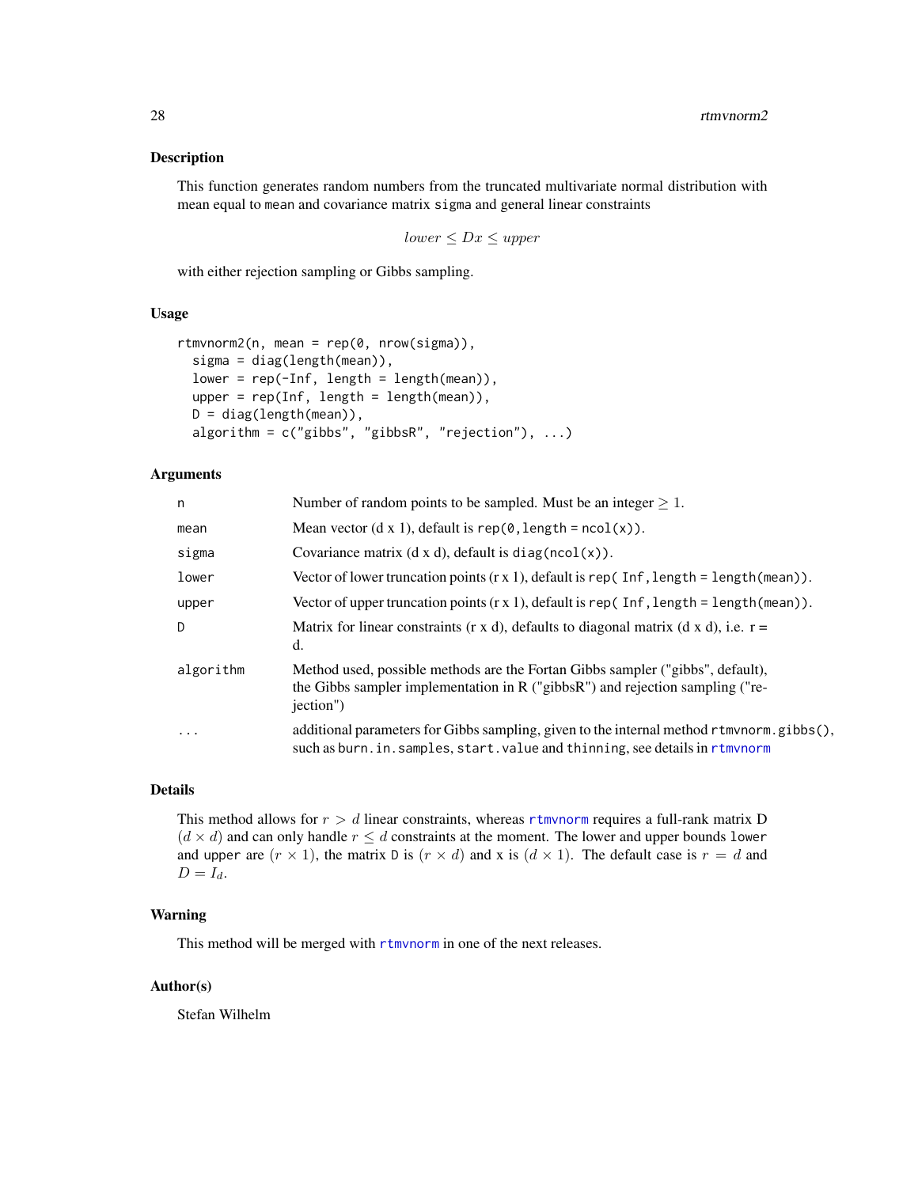### Description

This function generates random numbers from the truncated multivariate normal distribution with mean equal to `mean` and covariance matrix `sigma` and general linear constraints

$$lower \leq Dx \leq upper$$

with either rejection sampling or Gibbs sampling.

### Usage

```
rtmvnorm2(n, mean = rep(0, nrow(sigma)),
  sigma = diag(length(mean)),
  lower = rep(-Inf, length = length(mean)),
  upper = rep(Inf, length = length(mean)),
  D = diag(length(mean)),
  algorithm = c("gibbs", "gibbsR", "rejection"), ...)
```

### Arguments

| | |
|---|---|
| `n` | Number of random points to be sampled. Must be an integer $\geq 1$. |
| `mean` | Mean vector (d x 1), default is `rep(0,length = ncol(x))`. |
| `sigma` | Covariance matrix (d x d), default is `diag(ncol(x))`. |
| `lower` | Vector of lower truncation points (r x 1), default is `rep( Inf,length = length(mean))`. |
| `upper` | Vector of upper truncation points (r x 1), default is `rep( Inf,length = length(mean))`. |
| `D` | Matrix for linear constraints (r x d), defaults to diagonal matrix (d x d), i.e. r = d. |
| `algorithm` | Method used, possible methods are the Fortan Gibbs sampler ("gibbs", default), the Gibbs sampler implementation in R ("gibbsR") and rejection sampling ("rejection") |
| `...` | additional parameters for Gibbs sampling, given to the internal method `rtmvnorm.gibbs()`, such as `burn.in.samples`, `start.value` and `thinning`, see details in `rtmvnorm` |

### Details

This method allows for $r > d$ linear constraints, whereas `rtmvnorm` requires a full-rank matrix D $(d \times d)$ and can only handle $r \leq d$ constraints at the moment. The lower and upper bounds `lower` and `upper` are $(r \times 1)$, the matrix `D` is $(r \times d)$ and x is $(d \times 1)$. The default case is $r = d$ and $D = I_d$.

### Warning

This method will be merged with `rtmvnorm` in one of the next releases.

### Author(s)

Stefan Wilhelm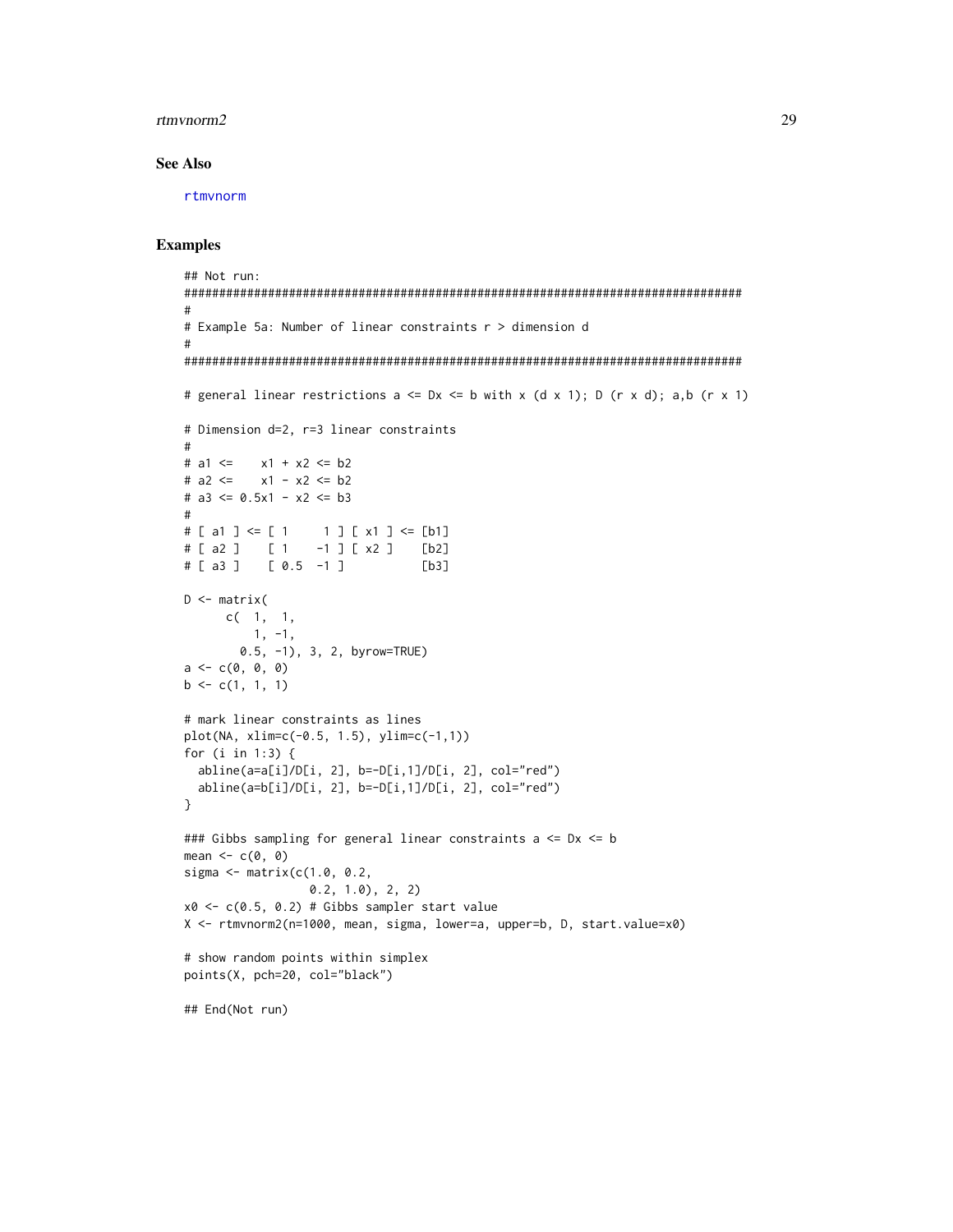### See Also

rtmvnorm

### Examples

```
## Not run:
################################################################################
#
# Example 5a: Number of linear constraints r > dimension d
#
################################################################################

# general linear restrictions a <= Dx <= b with x (d x 1); D (r x d); a,b (r x 1)

# Dimension d=2, r=3 linear constraints
#
# a1 <=    x1 + x2 <= b2
# a2 <=    x1 - x2 <= b2
# a3 <= 0.5x1 - x2 <= b3
#
# [ a1 ] <= [ 1     1 ] [ x1 ] <= [b1]
# [ a2 ]    [ 1    -1 ] [ x2 ]    [b2]
# [ a3 ]    [ 0.5  -1 ]           [b3]

D <- matrix(
      c(  1,  1,
          1, -1,
        0.5, -1), 3, 2, byrow=TRUE)
a <- c(0, 0, 0)
b <- c(1, 1, 1)

# mark linear constraints as lines
plot(NA, xlim=c(-0.5, 1.5), ylim=c(-1,1))
for (i in 1:3) {
  abline(a=a[i]/D[i, 2], b=-D[i,1]/D[i, 2], col="red")
  abline(a=b[i]/D[i, 2], b=-D[i,1]/D[i, 2], col="red")
}

### Gibbs sampling for general linear constraints a <= Dx <= b
mean <- c(0, 0)
sigma <- matrix(c(1.0, 0.2,
                  0.2, 1.0), 2, 2)
x0 <- c(0.5, 0.2) # Gibbs sampler start value
X <- rtmvnorm2(n=1000, mean, sigma, lower=a, upper=b, D, start.value=x0)

# show random points within simplex
points(X, pch=20, col="black")

## End(Not run)
```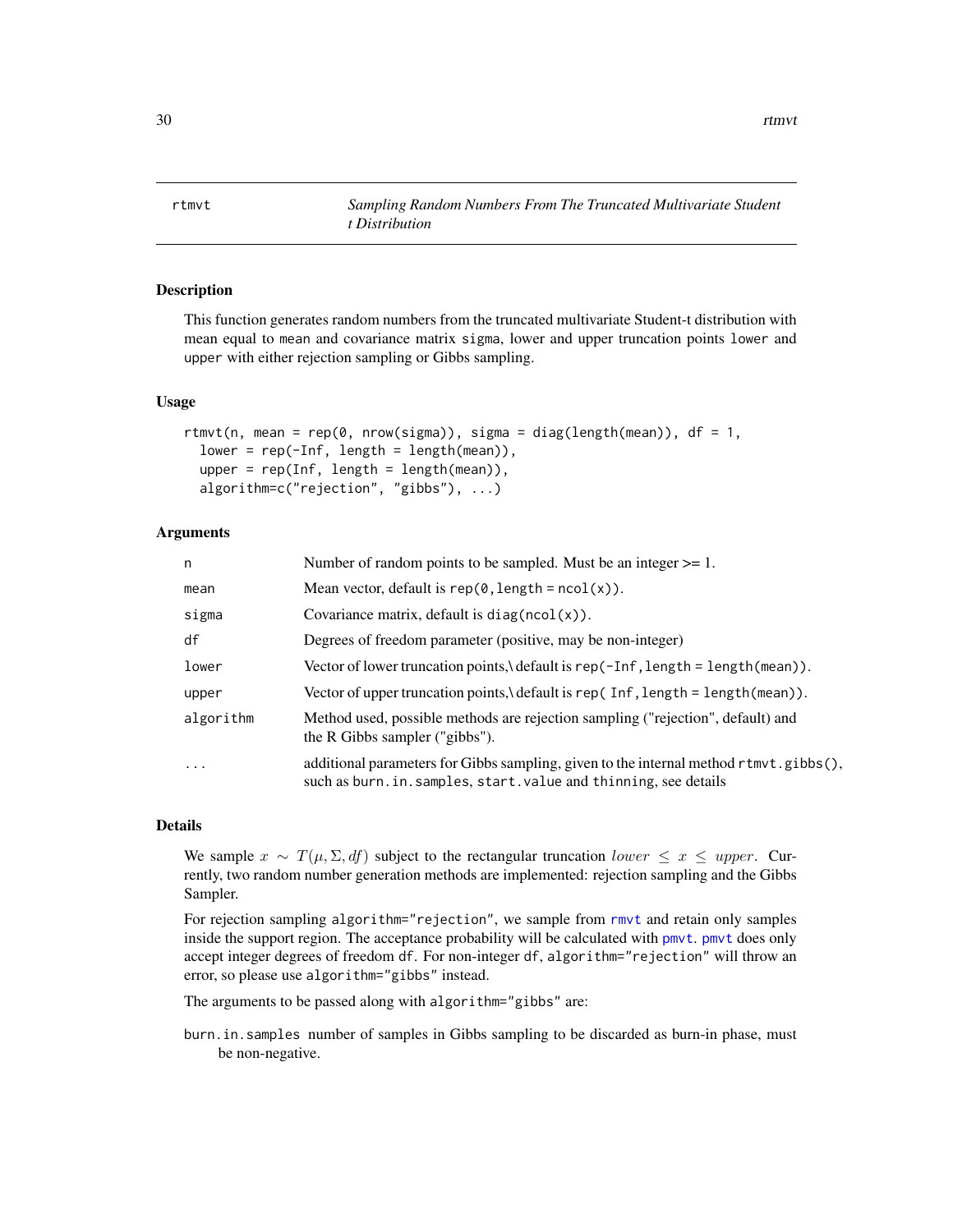rtmvt — *Sampling Random Numbers From The Truncated Multivariate Student t Distribution*

## Description

This function generates random numbers from the truncated multivariate Student-t distribution with mean equal to mean and covariance matrix sigma, lower and upper truncation points lower and upper with either rejection sampling or Gibbs sampling.

## Usage

```
rtmvt(n, mean = rep(0, nrow(sigma)), sigma = diag(length(mean)), df = 1,
  lower = rep(-Inf, length = length(mean)),
  upper = rep(Inf, length = length(mean)),
  algorithm=c("rejection", "gibbs"), ...)
```

## Arguments

| | |
|---|---|
| n | Number of random points to be sampled. Must be an integer >= 1. |
| mean | Mean vector, default is `rep(0,length = ncol(x))`. |
| sigma | Covariance matrix, default is `diag(ncol(x))`. |
| df | Degrees of freedom parameter (positive, may be non-integer) |
| lower | Vector of lower truncation points,\ default is `rep(-Inf,length = length(mean))`. |
| upper | Vector of upper truncation points,\ default is `rep( Inf,length = length(mean))`. |
| algorithm | Method used, possible methods are rejection sampling ("rejection", default) and the R Gibbs sampler ("gibbs"). |
| ... | additional parameters for Gibbs sampling, given to the internal method `rtmvt.gibbs()`, such as `burn.in.samples`, `start.value` and `thinning`, see details |

## Details

We sample $x \sim T(\mu, \Sigma, df)$ subject to the rectangular truncation $lower \leq x \leq upper$. Currently, two random number generation methods are implemented: rejection sampling and the Gibbs Sampler.

For rejection sampling `algorithm="rejection"`, we sample from `rmvt` and retain only samples inside the support region. The acceptance probability will be calculated with `pmvt`. `pmvt` does only accept integer degrees of freedom `df`. For non-integer `df`, `algorithm="rejection"` will throw an error, so please use `algorithm="gibbs"` instead.

The arguments to be passed along with `algorithm="gibbs"` are:

`burn.in.samples` number of samples in Gibbs sampling to be discarded as burn-in phase, must be non-negative.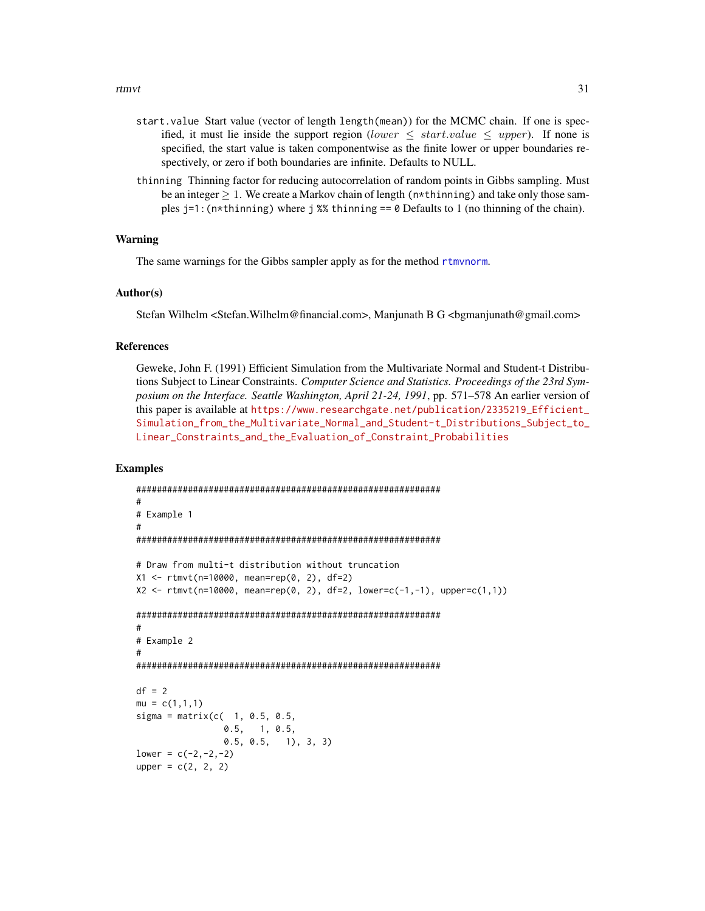`start.value` Start value (vector of length `length(mean)`) for the MCMC chain. If one is specified, it must lie inside the support region ($lower \leq start.value \leq upper$). If none is specified, the start value is taken componentwise as the finite lower or upper boundaries respectively, or zero if both boundaries are infinite. Defaults to NULL.

`thinning` Thinning factor for reducing autocorrelation of random points in Gibbs sampling. Must be an integer $\geq 1$. We create a Markov chain of length `(n*thinning)` and take only those samples `j=1:(n*thinning)` where `j %% thinning == 0` Defaults to 1 (no thinning of the chain).

## Warning

The same warnings for the Gibbs sampler apply as for the method `rtmvnorm`.

## Author(s)

Stefan Wilhelm <Stefan.Wilhelm@financial.com>, Manjunath B G <bgmanjunath@gmail.com>

## References

Geweke, John F. (1991) Efficient Simulation from the Multivariate Normal and Student-t Distributions Subject to Linear Constraints. *Computer Science and Statistics. Proceedings of the 23rd Symposium on the Interface. Seattle Washington, April 21-24, 1991*, pp. 571–578 An earlier version of this paper is available at https://www.researchgate.net/publication/2335219_Efficient_Simulation_from_the_Multivariate_Normal_and_Student-t_Distributions_Subject_to_Linear_Constraints_and_the_Evaluation_of_Constraint_Probabilities

## Examples

```
############################################################
#
# Example 1
#
############################################################

# Draw from multi-t distribution without truncation
X1 <- rtmvt(n=10000, mean=rep(0, 2), df=2)
X2 <- rtmvt(n=10000, mean=rep(0, 2), df=2, lower=c(-1,-1), upper=c(1,1))

############################################################
#
# Example 2
#
############################################################

df = 2
mu = c(1,1,1)
sigma = matrix(c(  1, 0.5, 0.5,
                 0.5,   1, 0.5,
                 0.5, 0.5,   1), 3, 3)
lower = c(-2,-2,-2)
upper = c(2, 2, 2)
```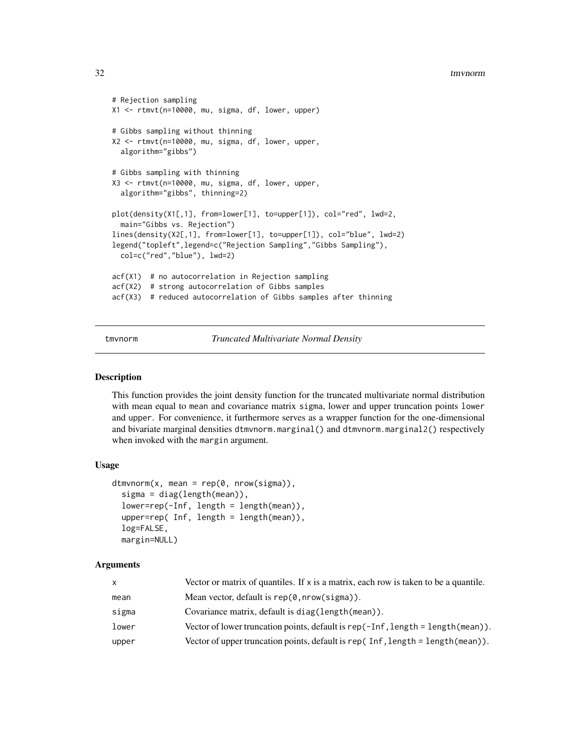```
# Rejection sampling
X1 <- rtmvt(n=10000, mu, sigma, df, lower, upper)

# Gibbs sampling without thinning
X2 <- rtmvt(n=10000, mu, sigma, df, lower, upper,
  algorithm="gibbs")

# Gibbs sampling with thinning
X3 <- rtmvt(n=10000, mu, sigma, df, lower, upper,
  algorithm="gibbs", thinning=2)

plot(density(X1[,1], from=lower[1], to=upper[1]), col="red", lwd=2,
  main="Gibbs vs. Rejection")
lines(density(X2[,1], from=lower[1], to=upper[1]), col="blue", lwd=2)
legend("topleft",legend=c("Rejection Sampling","Gibbs Sampling"),
  col=c("red","blue"), lwd=2)

acf(X1)  # no autocorrelation in Rejection sampling
acf(X2)  # strong autocorrelation of Gibbs samples
acf(X3)  # reduced autocorrelation of Gibbs samples after thinning
```

## tmvnorm — *Truncated Multivariate Normal Density*

### Description

This function provides the joint density function for the truncated multivariate normal distribution with mean equal to mean and covariance matrix sigma, lower and upper truncation points lower and upper. For convenience, it furthermore serves as a wrapper function for the one-dimensional and bivariate marginal densities dtmvnorm.marginal() and dtmvnorm.marginal2() respectively when invoked with the margin argument.

### Usage

```
dtmvnorm(x, mean = rep(0, nrow(sigma)),
  sigma = diag(length(mean)),
  lower=rep(-Inf, length = length(mean)),
  upper=rep( Inf, length = length(mean)),
  log=FALSE,
  margin=NULL)
```

### Arguments

| | |
|---|---|
| x | Vector or matrix of quantiles. If x is a matrix, each row is taken to be a quantile. |
| mean | Mean vector, default is rep(0,nrow(sigma)). |
| sigma | Covariance matrix, default is diag(length(mean)). |
| lower | Vector of lower truncation points, default is rep(-Inf,length = length(mean)). |
| upper | Vector of upper truncation points, default is rep( Inf,length = length(mean)). |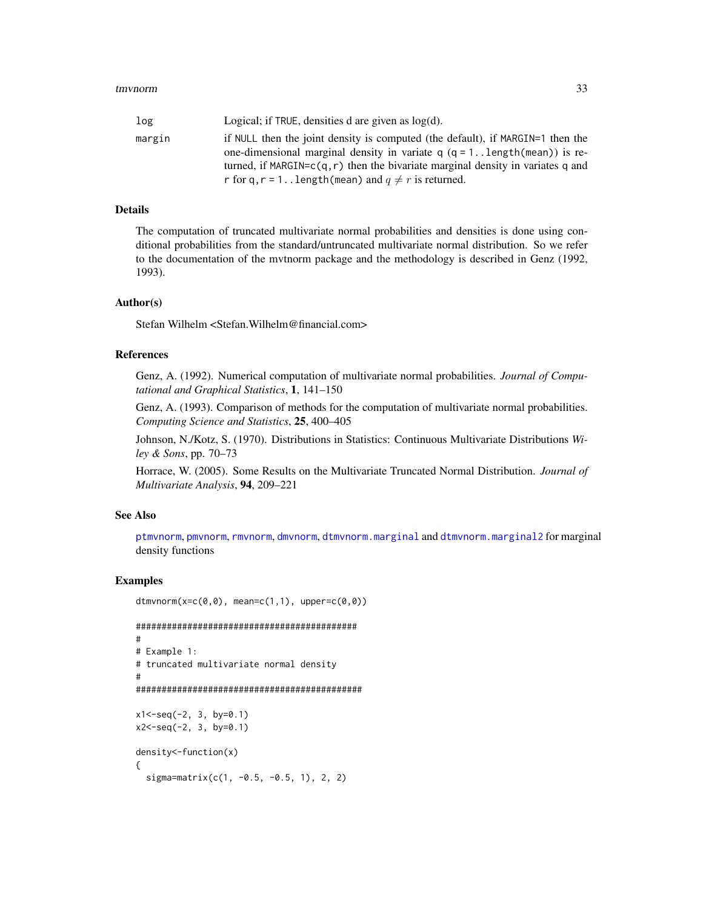| | |
|---|---|
| log | Logical; if TRUE, densities d are given as log(d). |
| margin | if NULL then the joint density is computed (the default), if MARGIN=1 then the one-dimensional marginal density in variate q (q = 1..length(mean)) is returned, if MARGIN=c(q,r) then the bivariate marginal density in variates q and r for q,r = 1..length(mean) and $q \neq r$ is returned. |

## Details

The computation of truncated multivariate normal probabilities and densities is done using conditional probabilities from the standard/untruncated multivariate normal distribution. So we refer to the documentation of the mvtnorm package and the methodology is described in Genz (1992, 1993).

## Author(s)

Stefan Wilhelm <Stefan.Wilhelm@financial.com>

## References

Genz, A. (1992). Numerical computation of multivariate normal probabilities. *Journal of Computational and Graphical Statistics*, **1**, 141–150

Genz, A. (1993). Comparison of methods for the computation of multivariate normal probabilities. *Computing Science and Statistics*, **25**, 400–405

Johnson, N./Kotz, S. (1970). Distributions in Statistics: Continuous Multivariate Distributions *Wiley & Sons*, pp. 70–73

Horrace, W. (2005). Some Results on the Multivariate Truncated Normal Distribution. *Journal of Multivariate Analysis*, **94**, 209–221

## See Also

ptmvnorm, pmvnorm, rmvnorm, dmvnorm, dtmvnorm.marginal and dtmvnorm.marginal2 for marginal density functions

## Examples

```
dtmvnorm(x=c(0,0), mean=c(1,1), upper=c(0,0))

###########################################
#
# Example 1:
# truncated multivariate normal density
#
############################################

x1<-seq(-2, 3, by=0.1)
x2<-seq(-2, 3, by=0.1)

density<-function(x)
{
  sigma=matrix(c(1, -0.5, -0.5, 1), 2, 2)
```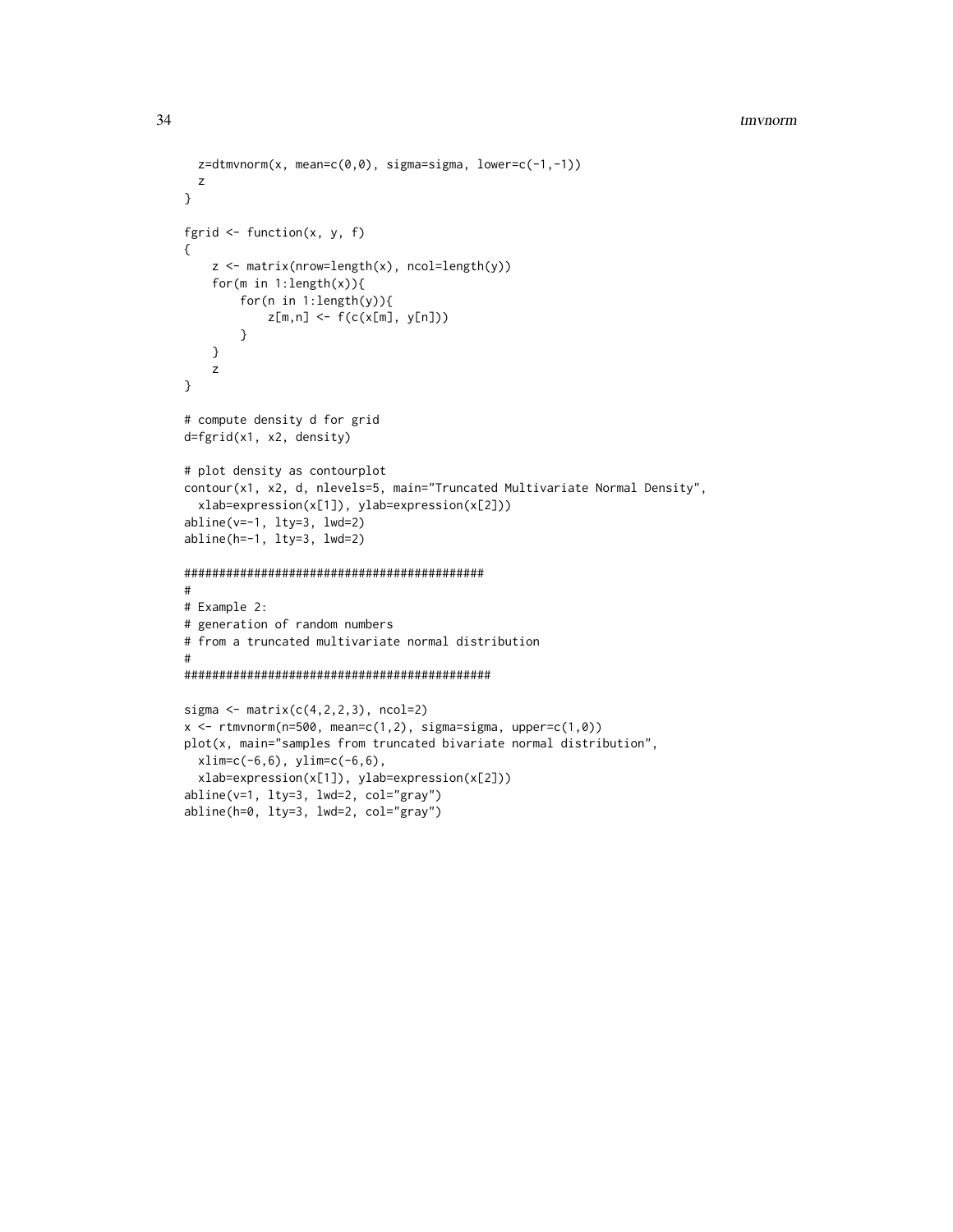```
  z=dtmvnorm(x, mean=c(0,0), sigma=sigma, lower=c(-1,-1))
  z
}

fgrid <- function(x, y, f)
{
    z <- matrix(nrow=length(x), ncol=length(y))
    for(m in 1:length(x)){
        for(n in 1:length(y)){
            z[m,n] <- f(c(x[m], y[n]))
        }
    }
    z
}

# compute density d for grid
d=fgrid(x1, x2, density)

# plot density as contourplot
contour(x1, x2, d, nlevels=5, main="Truncated Multivariate Normal Density",
  xlab=expression(x[1]), ylab=expression(x[2]))
abline(v=-1, lty=3, lwd=2)
abline(h=-1, lty=3, lwd=2)

###########################################
#
# Example 2:
# generation of random numbers
# from a truncated multivariate normal distribution
#
############################################

sigma <- matrix(c(4,2,2,3), ncol=2)
x <- rtmvnorm(n=500, mean=c(1,2), sigma=sigma, upper=c(1,0))
plot(x, main="samples from truncated bivariate normal distribution",
  xlim=c(-6,6), ylim=c(-6,6),
  xlab=expression(x[1]), ylab=expression(x[2]))
abline(v=1, lty=3, lwd=2, col="gray")
abline(h=0, lty=3, lwd=2, col="gray")
```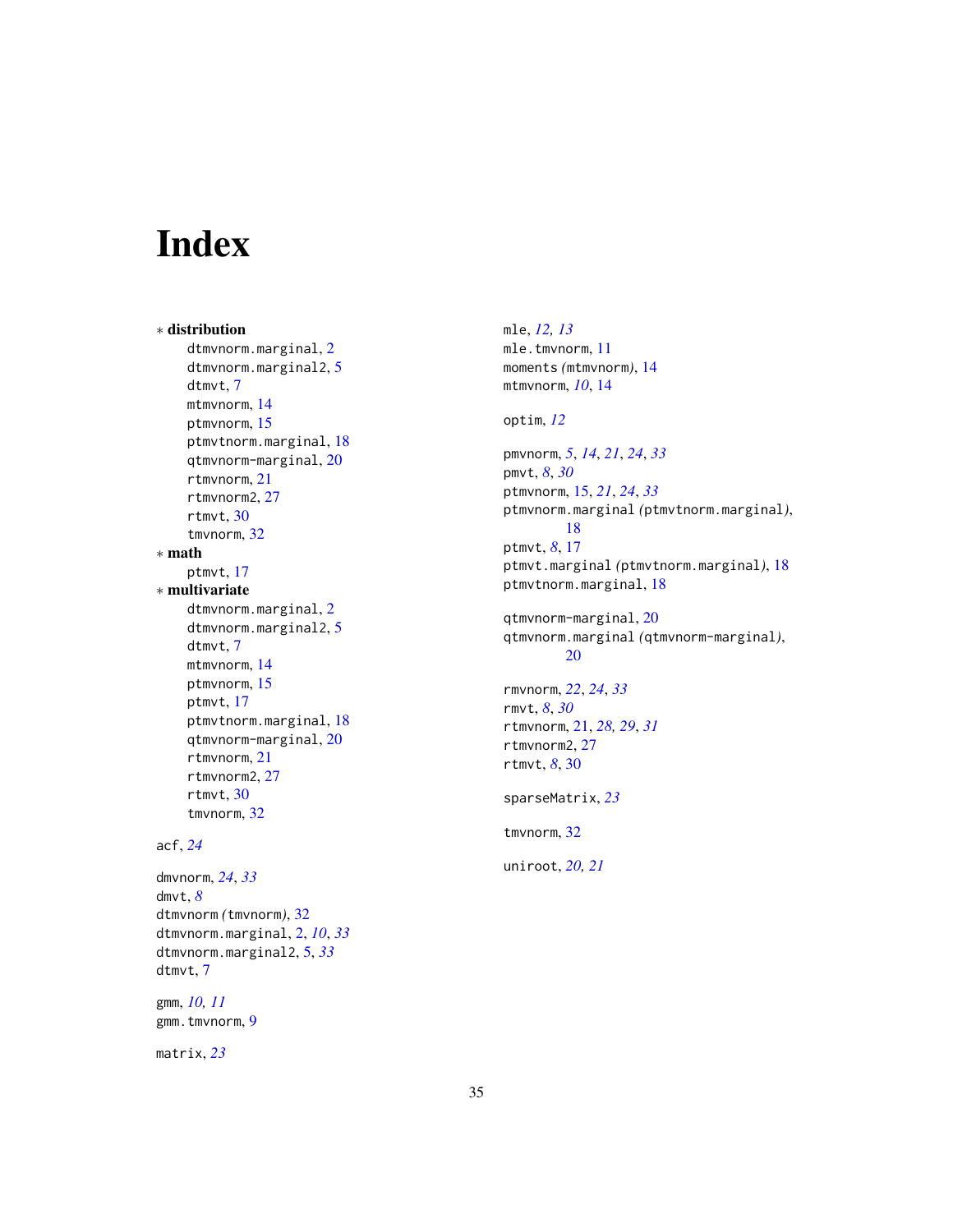# Index

∗ **distribution**
- dtmvnorm.marginal, 2
- dtmvnorm.marginal2, 5
- dtmvt, 7
- mtmvnorm, 14
- ptmvnorm, 15
- ptmvtnorm.marginal, 18
- qtmvnorm-marginal, 20
- rtmvnorm, 21
- rtmvnorm2, 27
- rtmvt, 30
- tmvnorm, 32

∗ **math**
- ptmvt, 17

∗ **multivariate**
- dtmvnorm.marginal, 2
- dtmvnorm.marginal2, 5
- dtmvt, 7
- mtmvnorm, 14
- ptmvnorm, 15
- ptmvt, 17
- ptmvtnorm.marginal, 18
- qtmvnorm-marginal, 20
- rtmvnorm, 21
- rtmvnorm2, 27
- rtmvt, 30
- tmvnorm, 32

acf, *24*

dmvnorm, *24*, *33*
dmvt, *8*
dtmvnorm (tmvnorm), 32
dtmvnorm.marginal, 2, *10*, *33*
dtmvnorm.marginal2, 5, *33*
dtmvt, 7

gmm, *10, 11*
gmm.tmvnorm, 9

matrix, *23*
mle, *12, 13*
mle.tmvnorm, 11
moments (mtmvnorm), 14
mtmvnorm, *10*, 14

optim, *12*

pmvnorm, *5*, *14*, *21*, *24*, *33*
pmvt, *8*, *30*
ptmvnorm, 15, *21*, *24*, *33*
ptmvnorm.marginal (ptmvtnorm.marginal), 18
ptmvt, *8*, 17
ptmvt.marginal (ptmvtnorm.marginal), 18
ptmvtnorm.marginal, 18

qtmvnorm-marginal, 20
qtmvnorm.marginal (qtmvnorm-marginal), 20

rmvnorm, *22*, *24*, *33*
rmvt, *8*, *30*
rtmvnorm, 21, *28, 29*, *31*
rtmvnorm2, 27
rtmvt, *8*, 30

sparseMatrix, *23*

tmvnorm, 32

uniroot, *20, 21*